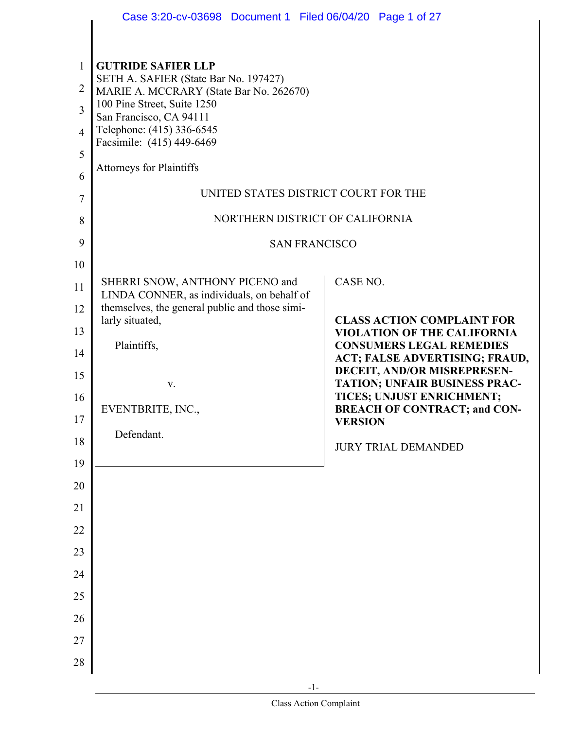**GUTRIDE SAFIER LLP**
SETH A. SAFIER (State Bar No. 197427)
MARIE A. MCCRARY (State Bar No. 262670)
100 Pine Street, Suite 1250
San Francisco, CA 94111
Telephone: (415) 336-6545
Facsimile: (415) 449-6469

Attorneys for Plaintiffs

UNITED STATES DISTRICT COURT FOR THE

NORTHERN DISTRICT OF CALIFORNIA

SAN FRANCISCO

| | |
|---|---|
| SHERRI SNOW, ANTHONY PICENO and LINDA CONNER, as individuals, on behalf of themselves, the general public and those similarly situated,<br><br>Plaintiffs,<br><br>v.<br><br>EVENTBRITE, INC.,<br><br>Defendant. | CASE NO.<br><br>**CLASS ACTION COMPLAINT FOR VIOLATION OF THE CALIFORNIA CONSUMERS LEGAL REMEDIES ACT; FALSE ADVERTISING; FRAUD, DECEIT, AND/OR MISREPRESENTATION; UNFAIR BUSINESS PRACTICES; UNJUST ENRICHMENT; BREACH OF CONTRACT; and CONVERSION**<br><br>JURY TRIAL DEMANDED |

Class Action Complaint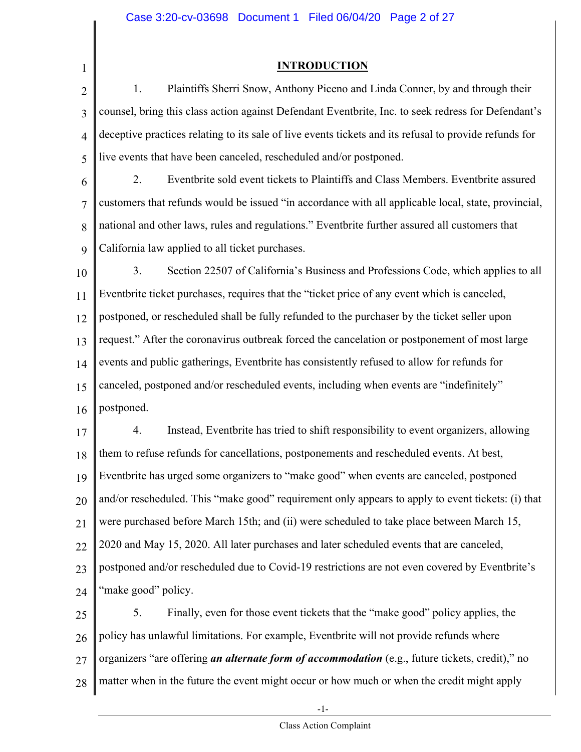## INTRODUCTION

1. Plaintiffs Sherri Snow, Anthony Piceno and Linda Conner, by and through their counsel, bring this class action against Defendant Eventbrite, Inc. to seek redress for Defendant's deceptive practices relating to its sale of live events tickets and its refusal to provide refunds for live events that have been canceled, rescheduled and/or postponed.

2. Eventbrite sold event tickets to Plaintiffs and Class Members. Eventbrite assured customers that refunds would be issued "in accordance with all applicable local, state, provincial, national and other laws, rules and regulations." Eventbrite further assured all customers that California law applied to all ticket purchases.

3. Section 22507 of California's Business and Professions Code, which applies to all Eventbrite ticket purchases, requires that the "ticket price of any event which is canceled, postponed, or rescheduled shall be fully refunded to the purchaser by the ticket seller upon request." After the coronavirus outbreak forced the cancelation or postponement of most large events and public gatherings, Eventbrite has consistently refused to allow for refunds for canceled, postponed and/or rescheduled events, including when events are "indefinitely" postponed.

4. Instead, Eventbrite has tried to shift responsibility to event organizers, allowing them to refuse refunds for cancellations, postponements and rescheduled events. At best, Eventbrite has urged some organizers to "make good" when events are canceled, postponed and/or rescheduled. This "make good" requirement only appears to apply to event tickets: (i) that were purchased before March 15th; and (ii) were scheduled to take place between March 15, 2020 and May 15, 2020. All later purchases and later scheduled events that are canceled, postponed and/or rescheduled due to Covid-19 restrictions are not even covered by Eventbrite's "make good" policy.

5. Finally, even for those event tickets that the "make good" policy applies, the policy has unlawful limitations. For example, Eventbrite will not provide refunds where organizers "are offering ***an alternate form of accommodation*** (e.g., future tickets, credit)," no matter when in the future the event might occur or how much or when the credit might apply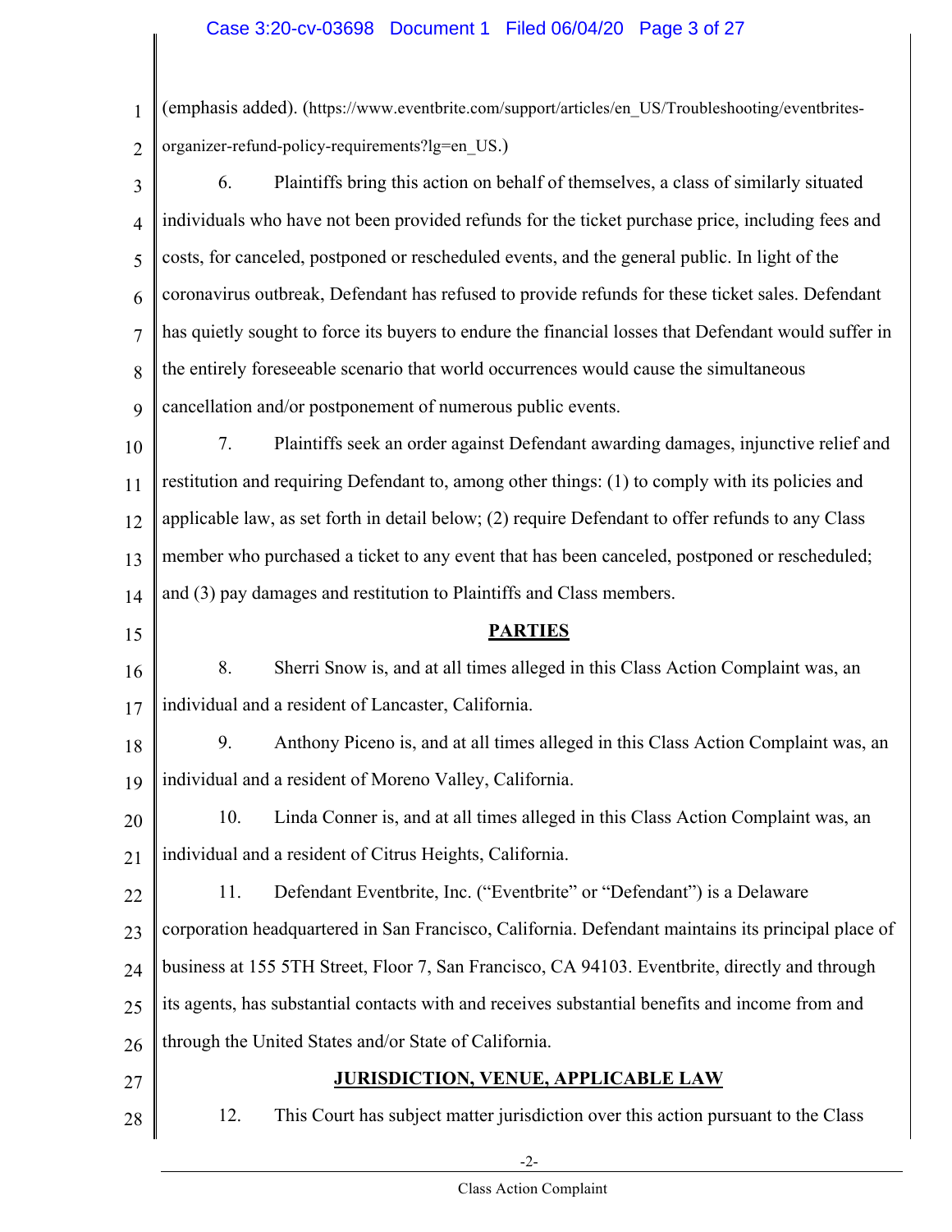(emphasis added). (https://www.eventbrite.com/support/articles/en_US/Troubleshooting/eventbrites-organizer-refund-policy-requirements?lg=en_US.)

6. Plaintiffs bring this action on behalf of themselves, a class of similarly situated individuals who have not been provided refunds for the ticket purchase price, including fees and costs, for canceled, postponed or rescheduled events, and the general public. In light of the coronavirus outbreak, Defendant has refused to provide refunds for these ticket sales. Defendant has quietly sought to force its buyers to endure the financial losses that Defendant would suffer in the entirely foreseeable scenario that world occurrences would cause the simultaneous cancellation and/or postponement of numerous public events.

7. Plaintiffs seek an order against Defendant awarding damages, injunctive relief and restitution and requiring Defendant to, among other things: (1) to comply with its policies and applicable law, as set forth in detail below; (2) require Defendant to offer refunds to any Class member who purchased a ticket to any event that has been canceled, postponed or rescheduled; and (3) pay damages and restitution to Plaintiffs and Class members.

## PARTIES

8. Sherri Snow is, and at all times alleged in this Class Action Complaint was, an individual and a resident of Lancaster, California.

9. Anthony Piceno is, and at all times alleged in this Class Action Complaint was, an individual and a resident of Moreno Valley, California.

10. Linda Conner is, and at all times alleged in this Class Action Complaint was, an individual and a resident of Citrus Heights, California.

11. Defendant Eventbrite, Inc. ("Eventbrite" or "Defendant") is a Delaware corporation headquartered in San Francisco, California. Defendant maintains its principal place of business at 155 5TH Street, Floor 7, San Francisco, CA 94103. Eventbrite, directly and through its agents, has substantial contacts with and receives substantial benefits and income from and through the United States and/or State of California.

## JURISDICTION, VENUE, APPLICABLE LAW

12. This Court has subject matter jurisdiction over this action pursuant to the Class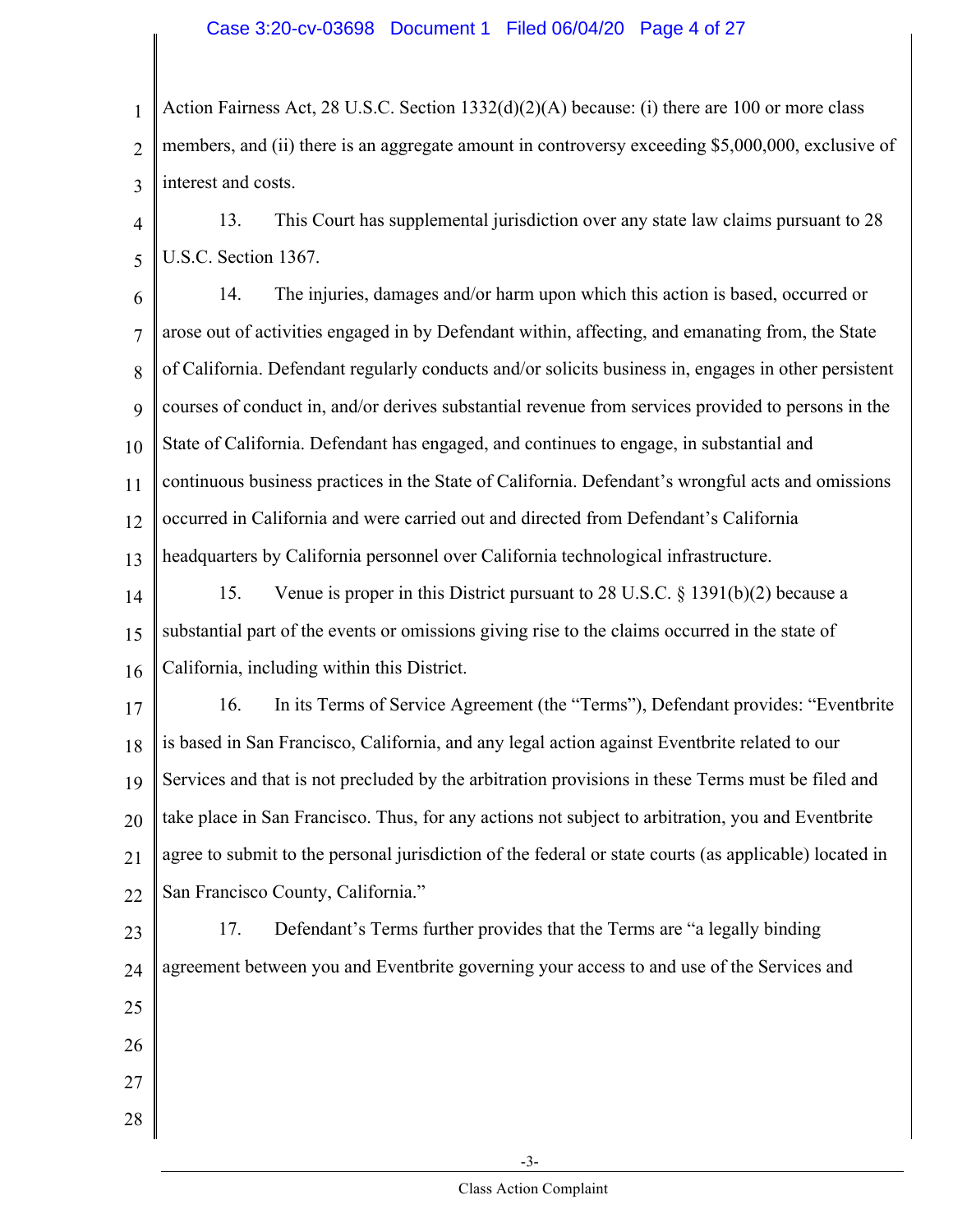Action Fairness Act, 28 U.S.C. Section 1332(d)(2)(A) because: (i) there are 100 or more class members, and (ii) there is an aggregate amount in controversy exceeding $5,000,000, exclusive of interest and costs.

13. This Court has supplemental jurisdiction over any state law claims pursuant to 28 U.S.C. Section 1367.

14. The injuries, damages and/or harm upon which this action is based, occurred or arose out of activities engaged in by Defendant within, affecting, and emanating from, the State of California. Defendant regularly conducts and/or solicits business in, engages in other persistent courses of conduct in, and/or derives substantial revenue from services provided to persons in the State of California. Defendant has engaged, and continues to engage, in substantial and continuous business practices in the State of California. Defendant's wrongful acts and omissions occurred in California and were carried out and directed from Defendant's California headquarters by California personnel over California technological infrastructure.

15. Venue is proper in this District pursuant to 28 U.S.C. § 1391(b)(2) because a substantial part of the events or omissions giving rise to the claims occurred in the state of California, including within this District.

16. In its Terms of Service Agreement (the "Terms"), Defendant provides: "Eventbrite is based in San Francisco, California, and any legal action against Eventbrite related to our Services and that is not precluded by the arbitration provisions in these Terms must be filed and take place in San Francisco. Thus, for any actions not subject to arbitration, you and Eventbrite agree to submit to the personal jurisdiction of the federal or state courts (as applicable) located in San Francisco County, California."

17. Defendant's Terms further provides that the Terms are "a legally binding agreement between you and Eventbrite governing your access to and use of the Services and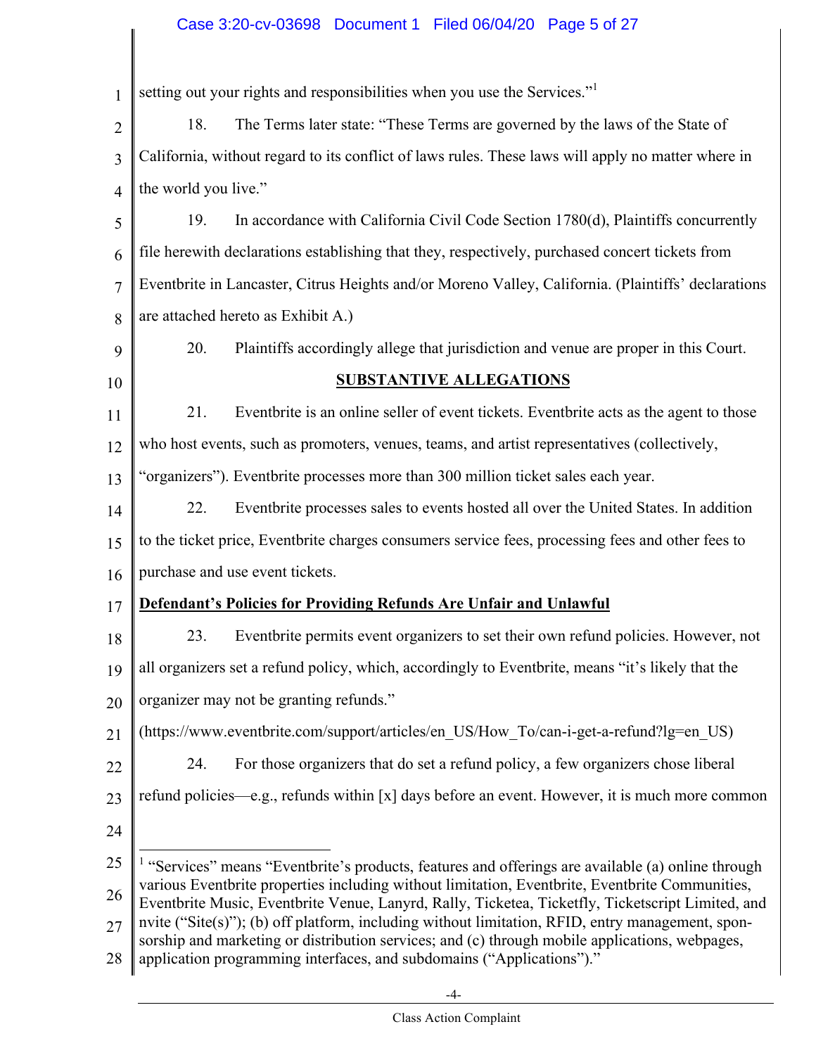setting out your rights and responsibilities when you use the Services."[1]

18. The Terms later state: "These Terms are governed by the laws of the State of California, without regard to its conflict of laws rules. These laws will apply no matter where in the world you live."

19. In accordance with California Civil Code Section 1780(d), Plaintiffs concurrently file herewith declarations establishing that they, respectively, purchased concert tickets from Eventbrite in Lancaster, Citrus Heights and/or Moreno Valley, California. (Plaintiffs' declarations are attached hereto as Exhibit A.)

20. Plaintiffs accordingly allege that jurisdiction and venue are proper in this Court.

## SUBSTANTIVE ALLEGATIONS

21. Eventbrite is an online seller of event tickets. Eventbrite acts as the agent to those who host events, such as promoters, venues, teams, and artist representatives (collectively, "organizers"). Eventbrite processes more than 300 million ticket sales each year.

22. Eventbrite processes sales to events hosted all over the United States. In addition to the ticket price, Eventbrite charges consumers service fees, processing fees and other fees to purchase and use event tickets.

### Defendant's Policies for Providing Refunds Are Unfair and Unlawful

23. Eventbrite permits event organizers to set their own refund policies. However, not all organizers set a refund policy, which, accordingly to Eventbrite, means "it's likely that the organizer may not be granting refunds."
(https://www.eventbrite.com/support/articles/en_US/How_To/can-i-get-a-refund?lg=en_US)

24. For those organizers that do set a refund policy, a few organizers chose liberal refund policies—e.g., refunds within [x] days before an event. However, it is much more common

---

[1] "Services" means "Eventbrite's products, features and offerings are available (a) online through various Eventbrite properties including without limitation, Eventbrite, Eventbrite Communities, Eventbrite Music, Eventbrite Venue, Lanyrd, Rally, Ticketea, Ticketfly, Ticketscript Limited, and nvite ("Site(s)"); (b) off platform, including without limitation, RFID, entry management, sponsorship and marketing or distribution services; and (c) through mobile applications, webpages, application programming interfaces, and subdomains ("Applications")."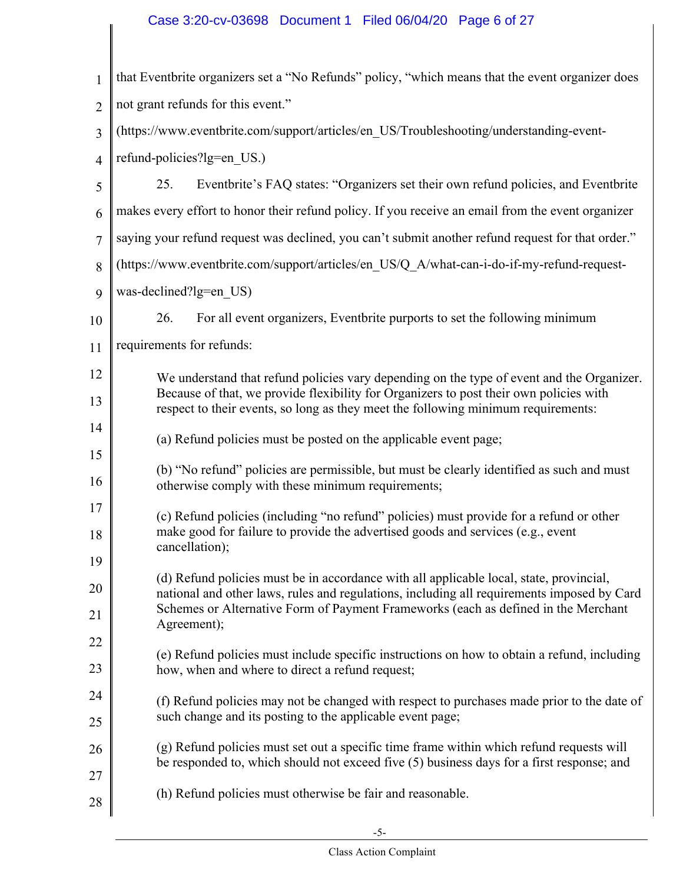that Eventbrite organizers set a "No Refunds" policy, "which means that the event organizer does not grant refunds for this event." (https://www.eventbrite.com/support/articles/en_US/Troubleshooting/understanding-event-refund-policies?lg=en_US.)

25. Eventbrite's FAQ states: "Organizers set their own refund policies, and Eventbrite makes every effort to honor their refund policy. If you receive an email from the event organizer saying your refund request was declined, you can't submit another refund request for that order." (https://www.eventbrite.com/support/articles/en_US/Q_A/what-can-i-do-if-my-refund-request-was-declined?lg=en_US)

26. For all event organizers, Eventbrite purports to set the following minimum requirements for refunds:

> We understand that refund policies vary depending on the type of event and the Organizer. Because of that, we provide flexibility for Organizers to post their own policies with respect to their events, so long as they meet the following minimum requirements:
>
> (a) Refund policies must be posted on the applicable event page;
>
> (b) "No refund" policies are permissible, but must be clearly identified as such and must otherwise comply with these minimum requirements;
>
> (c) Refund policies (including "no refund" policies) must provide for a refund or other make good for failure to provide the advertised goods and services (e.g., event cancellation);
>
> (d) Refund policies must be in accordance with all applicable local, state, provincial, national and other laws, rules and regulations, including all requirements imposed by Card Schemes or Alternative Form of Payment Frameworks (each as defined in the Merchant Agreement);
>
> (e) Refund policies must include specific instructions on how to obtain a refund, including how, when and where to direct a refund request;
>
> (f) Refund policies may not be changed with respect to purchases made prior to the date of such change and its posting to the applicable event page;
>
> (g) Refund policies must set out a specific time frame within which refund requests will be responded to, which should not exceed five (5) business days for a first response; and
>
> (h) Refund policies must otherwise be fair and reasonable.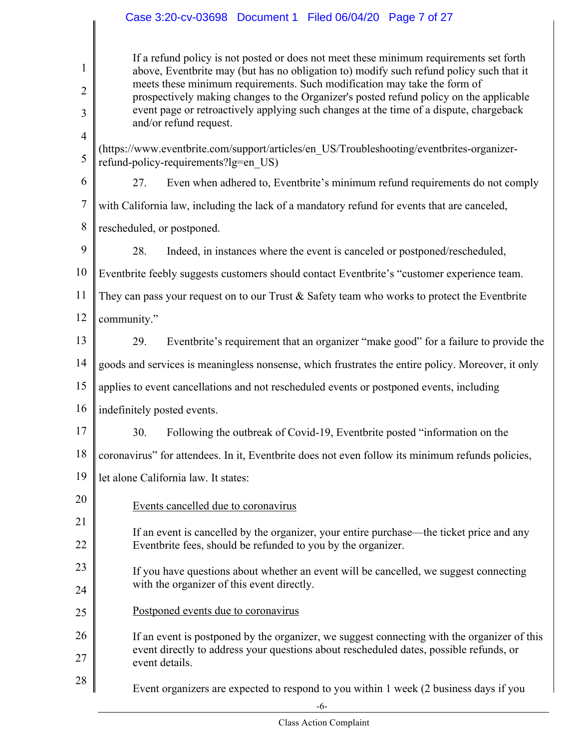> If a refund policy is not posted or does not meet these minimum requirements set forth above, Eventbrite may (but has no obligation to) modify such refund policy such that it meets these minimum requirements. Such modification may take the form of prospectively making changes to the Organizer's posted refund policy on the applicable event page or retroactively applying such changes at the time of a dispute, chargeback and/or refund request.

(https://www.eventbrite.com/support/articles/en_US/Troubleshooting/eventbrites-organizer-refund-policy-requirements?lg=en_US)

27. Even when adhered to, Eventbrite's minimum refund requirements do not comply with California law, including the lack of a mandatory refund for events that are canceled, rescheduled, or postponed.

28. Indeed, in instances where the event is canceled or postponed/rescheduled, Eventbrite feebly suggests customers should contact Eventbrite's "customer experience team. They can pass your request on to our Trust & Safety team who works to protect the Eventbrite community."

29. Eventbrite's requirement that an organizer "make good" for a failure to provide the goods and services is meaningless nonsense, which frustrates the entire policy. Moreover, it only applies to event cancellations and not rescheduled events or postponed events, including indefinitely posted events.

30. Following the outbreak of Covid-19, Eventbrite posted "information on the coronavirus" for attendees. In it, Eventbrite does not even follow its minimum refunds policies, let alone California law. It states:

> <u>Events cancelled due to coronavirus</u>
>
> If an event is cancelled by the organizer, your entire purchase—the ticket price and any Eventbrite fees, should be refunded to you by the organizer.
>
> If you have questions about whether an event will be cancelled, we suggest connecting with the organizer of this event directly.
>
> <u>Postponed events due to coronavirus</u>
>
> If an event is postponed by the organizer, we suggest connecting with the organizer of this event directly to address your questions about rescheduled dates, possible refunds, or event details.
>
> Event organizers are expected to respond to you within 1 week (2 business days if you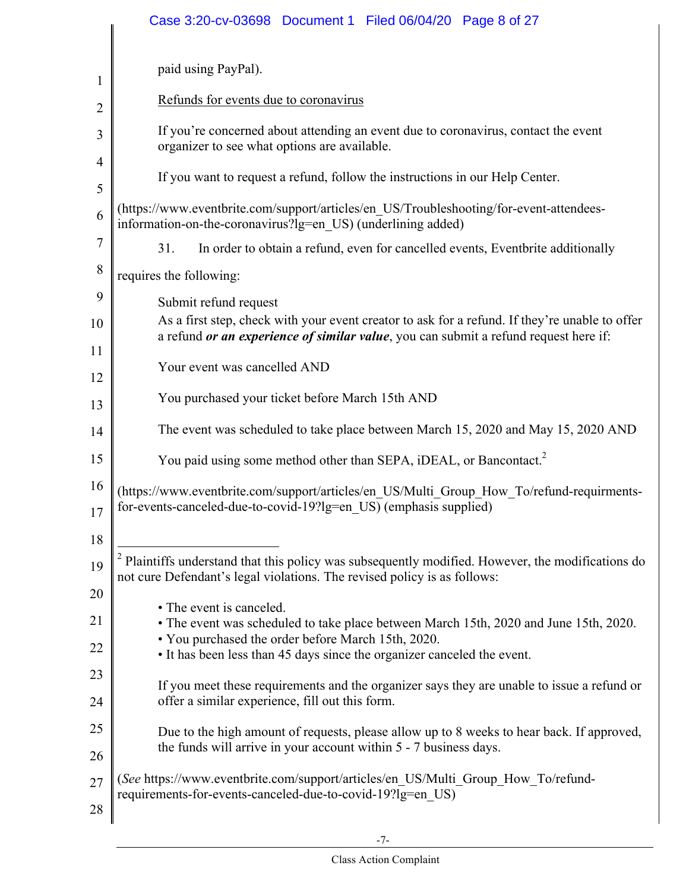paid using PayPal).

Refunds for events due to coronavirus

If you're concerned about attending an event due to coronavirus, contact the event organizer to see what options are available.

If you want to request a refund, follow the instructions in our Help Center.

(https://www.eventbrite.com/support/articles/en_US/Troubleshooting/for-event-attendees-information-on-the-coronavirus?lg=en_US) (underlining added)

31. In order to obtain a refund, even for cancelled events, Eventbrite additionally requires the following:

> Submit refund request
> As a first step, check with your event creator to ask for a refund. If they're unable to offer a refund ***or an experience of similar value***, you can submit a refund request here if:
>
> Your event was cancelled AND
>
> You purchased your ticket before March 15th AND
>
> The event was scheduled to take place between March 15, 2020 and May 15, 2020 AND
>
> You paid using some method other than SEPA, iDEAL, or Bancontact.[2]

(https://www.eventbrite.com/support/articles/en_US/Multi_Group_How_To/refund-requirments-for-events-canceled-due-to-covid-19?lg=en_US) (emphasis supplied)

---

[2] Plaintiffs understand that this policy was subsequently modified. However, the modifications do not cure Defendant's legal violations. The revised policy is as follows:

> • The event is canceled.
> • The event was scheduled to take place between March 15th, 2020 and June 15th, 2020.
> • You purchased the order before March 15th, 2020.
> • It has been less than 45 days since the organizer canceled the event.
>
> If you meet these requirements and the organizer says they are unable to issue a refund or offer a similar experience, fill out this form.
>
> Due to the high amount of requests, please allow up to 8 weeks to hear back. If approved, the funds will arrive in your account within 5 - 7 business days.

(*See* https://www.eventbrite.com/support/articles/en_US/Multi_Group_How_To/refund-requirements-for-events-canceled-due-to-covid-19?lg=en_US)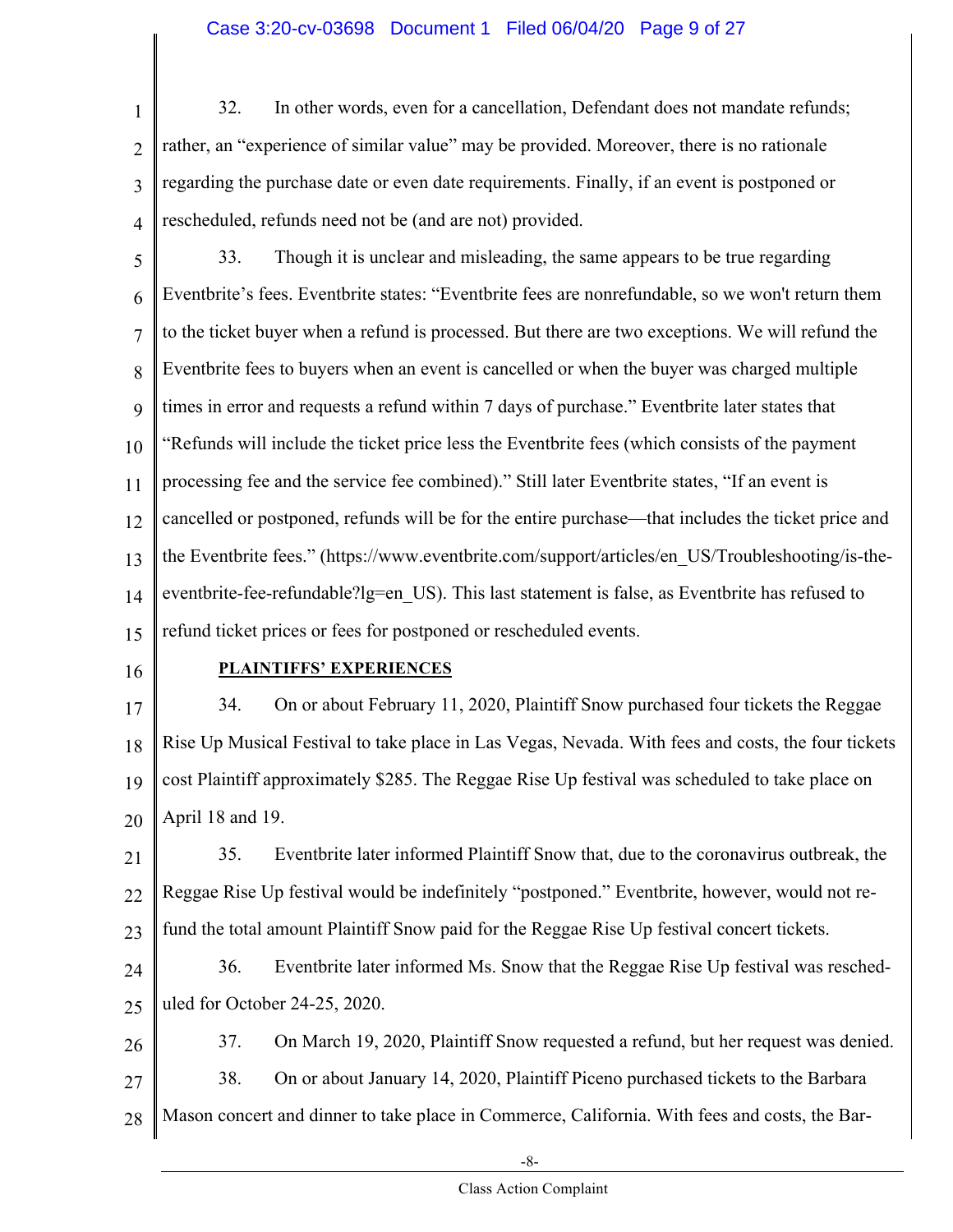32. In other words, even for a cancellation, Defendant does not mandate refunds; rather, an "experience of similar value" may be provided. Moreover, there is no rationale regarding the purchase date or even date requirements. Finally, if an event is postponed or rescheduled, refunds need not be (and are not) provided.

33. Though it is unclear and misleading, the same appears to be true regarding Eventbrite's fees. Eventbrite states: "Eventbrite fees are nonrefundable, so we won't return them to the ticket buyer when a refund is processed. But there are two exceptions. We will refund the Eventbrite fees to buyers when an event is cancelled or when the buyer was charged multiple times in error and requests a refund within 7 days of purchase." Eventbrite later states that "Refunds will include the ticket price less the Eventbrite fees (which consists of the payment processing fee and the service fee combined)." Still later Eventbrite states, "If an event is cancelled or postponed, refunds will be for the entire purchase—that includes the ticket price and the Eventbrite fees." (https://www.eventbrite.com/support/articles/en_US/Troubleshooting/is-the-eventbrite-fee-refundable?lg=en_US). This last statement is false, as Eventbrite has refused to refund ticket prices or fees for postponed or rescheduled events.

**PLAINTIFFS' EXPERIENCES**

34. On or about February 11, 2020, Plaintiff Snow purchased four tickets the Reggae Rise Up Musical Festival to take place in Las Vegas, Nevada. With fees and costs, the four tickets cost Plaintiff approximately $285. The Reggae Rise Up festival was scheduled to take place on April 18 and 19.

35. Eventbrite later informed Plaintiff Snow that, due to the coronavirus outbreak, the Reggae Rise Up festival would be indefinitely "postponed." Eventbrite, however, would not refund the total amount Plaintiff Snow paid for the Reggae Rise Up festival concert tickets.

36. Eventbrite later informed Ms. Snow that the Reggae Rise Up festival was rescheduled for October 24-25, 2020.

37. On March 19, 2020, Plaintiff Snow requested a refund, but her request was denied.

38. On or about January 14, 2020, Plaintiff Piceno purchased tickets to the Barbara Mason concert and dinner to take place in Commerce, California. With fees and costs, the Bar-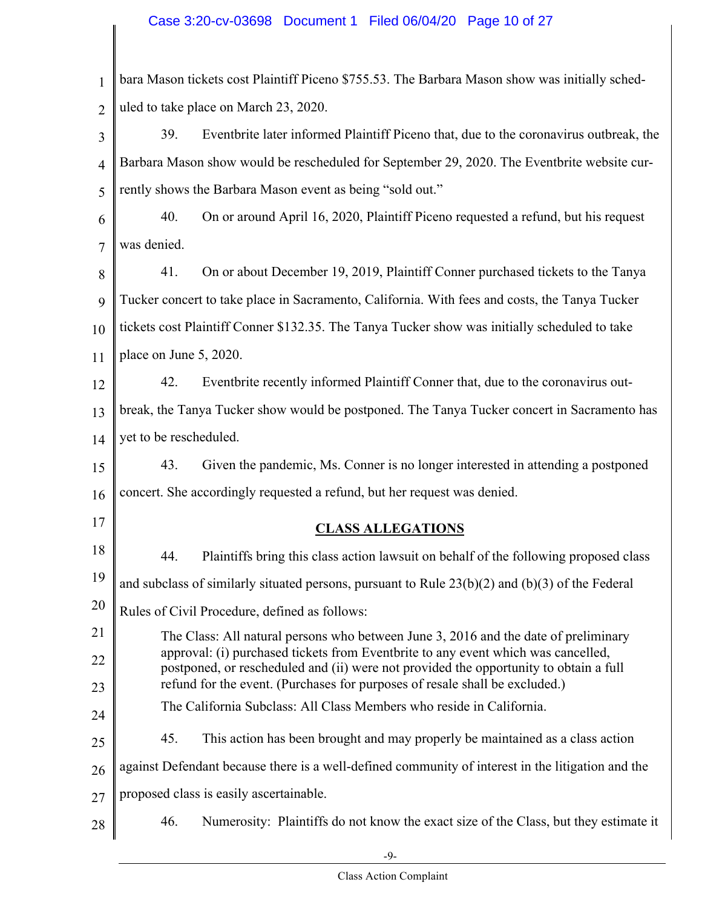bara Mason tickets cost Plaintiff Piceno $755.53. The Barbara Mason show was initially scheduled to take place on March 23, 2020.

39. Eventbrite later informed Plaintiff Piceno that, due to the coronavirus outbreak, the Barbara Mason show would be rescheduled for September 29, 2020. The Eventbrite website currently shows the Barbara Mason event as being "sold out."

40. On or around April 16, 2020, Plaintiff Piceno requested a refund, but his request was denied.

41. On or about December 19, 2019, Plaintiff Conner purchased tickets to the Tanya Tucker concert to take place in Sacramento, California. With fees and costs, the Tanya Tucker tickets cost Plaintiff Conner $132.35. The Tanya Tucker show was initially scheduled to take place on June 5, 2020.

42. Eventbrite recently informed Plaintiff Conner that, due to the coronavirus outbreak, the Tanya Tucker show would be postponed. The Tanya Tucker concert in Sacramento has yet to be rescheduled.

43. Given the pandemic, Ms. Conner is no longer interested in attending a postponed concert. She accordingly requested a refund, but her request was denied.

## CLASS ALLEGATIONS

44. Plaintiffs bring this class action lawsuit on behalf of the following proposed class and subclass of similarly situated persons, pursuant to Rule 23(b)(2) and (b)(3) of the Federal Rules of Civil Procedure, defined as follows:

> The Class: All natural persons who between June 3, 2016 and the date of preliminary approval: (i) purchased tickets from Eventbrite to any event which was cancelled, postponed, or rescheduled and (ii) were not provided the opportunity to obtain a full refund for the event. (Purchases for purposes of resale shall be excluded.)
>
> The California Subclass: All Class Members who reside in California.

45. This action has been brought and may properly be maintained as a class action against Defendant because there is a well-defined community of interest in the litigation and the proposed class is easily ascertainable.

46. Numerosity: Plaintiffs do not know the exact size of the Class, but they estimate it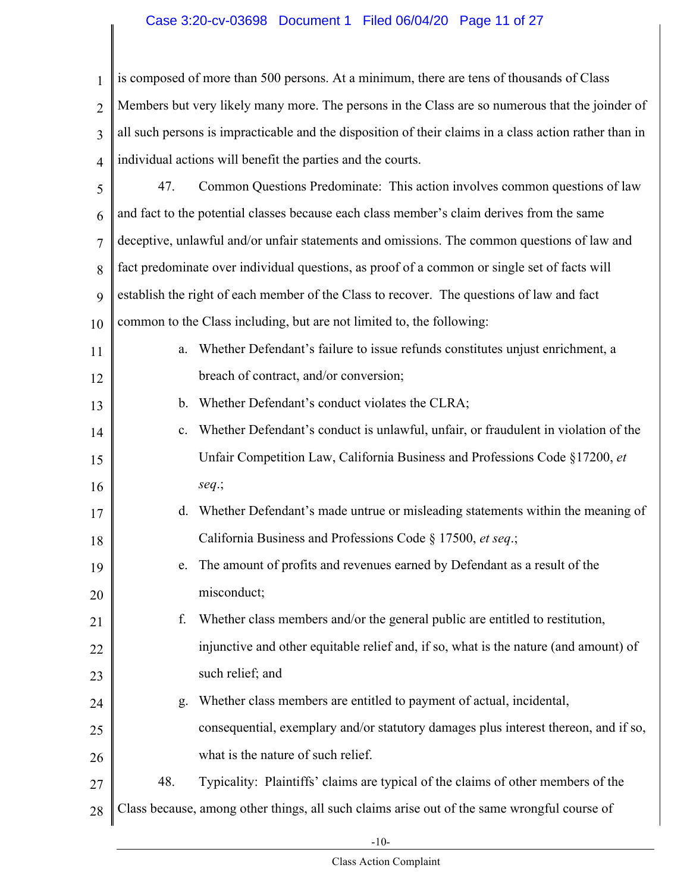is composed of more than 500 persons. At a minimum, there are tens of thousands of Class Members but very likely many more. The persons in the Class are so numerous that the joinder of all such persons is impracticable and the disposition of their claims in a class action rather than in individual actions will benefit the parties and the courts.

47. Common Questions Predominate: This action involves common questions of law and fact to the potential classes because each class member's claim derives from the same deceptive, unlawful and/or unfair statements and omissions. The common questions of law and fact predominate over individual questions, as proof of a common or single set of facts will establish the right of each member of the Class to recover. The questions of law and fact common to the Class including, but are not limited to, the following:

a. Whether Defendant's failure to issue refunds constitutes unjust enrichment, a breach of contract, and/or conversion;

b. Whether Defendant's conduct violates the CLRA;

c. Whether Defendant's conduct is unlawful, unfair, or fraudulent in violation of the Unfair Competition Law, California Business and Professions Code §17200, *et seq*.;

d. Whether Defendant's made untrue or misleading statements within the meaning of California Business and Professions Code § 17500, *et seq*.;

e. The amount of profits and revenues earned by Defendant as a result of the misconduct;

f. Whether class members and/or the general public are entitled to restitution, injunctive and other equitable relief and, if so, what is the nature (and amount) of such relief; and

g. Whether class members are entitled to payment of actual, incidental, consequential, exemplary and/or statutory damages plus interest thereon, and if so, what is the nature of such relief.

48. Typicality: Plaintiffs' claims are typical of the claims of other members of the Class because, among other things, all such claims arise out of the same wrongful course of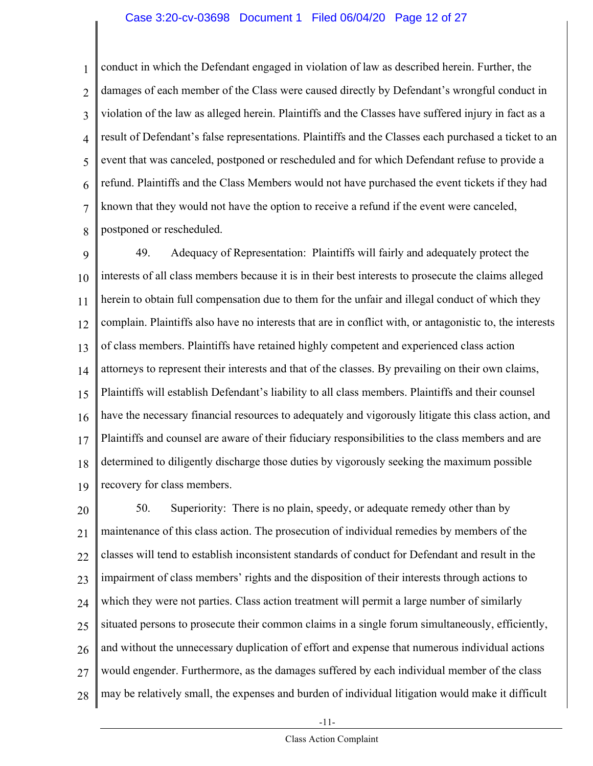conduct in which the Defendant engaged in violation of law as described herein. Further, the damages of each member of the Class were caused directly by Defendant's wrongful conduct in violation of the law as alleged herein. Plaintiffs and the Classes have suffered injury in fact as a result of Defendant's false representations. Plaintiffs and the Classes each purchased a ticket to an event that was canceled, postponed or rescheduled and for which Defendant refuse to provide a refund. Plaintiffs and the Class Members would not have purchased the event tickets if they had known that they would not have the option to receive a refund if the event were canceled, postponed or rescheduled.

49. Adequacy of Representation: Plaintiffs will fairly and adequately protect the interests of all class members because it is in their best interests to prosecute the claims alleged herein to obtain full compensation due to them for the unfair and illegal conduct of which they complain. Plaintiffs also have no interests that are in conflict with, or antagonistic to, the interests of class members. Plaintiffs have retained highly competent and experienced class action attorneys to represent their interests and that of the classes. By prevailing on their own claims, Plaintiffs will establish Defendant's liability to all class members. Plaintiffs and their counsel have the necessary financial resources to adequately and vigorously litigate this class action, and Plaintiffs and counsel are aware of their fiduciary responsibilities to the class members and are determined to diligently discharge those duties by vigorously seeking the maximum possible recovery for class members.

50. Superiority: There is no plain, speedy, or adequate remedy other than by maintenance of this class action. The prosecution of individual remedies by members of the classes will tend to establish inconsistent standards of conduct for Defendant and result in the impairment of class members' rights and the disposition of their interests through actions to which they were not parties. Class action treatment will permit a large number of similarly situated persons to prosecute their common claims in a single forum simultaneously, efficiently, and without the unnecessary duplication of effort and expense that numerous individual actions would engender. Furthermore, as the damages suffered by each individual member of the class may be relatively small, the expenses and burden of individual litigation would make it difficult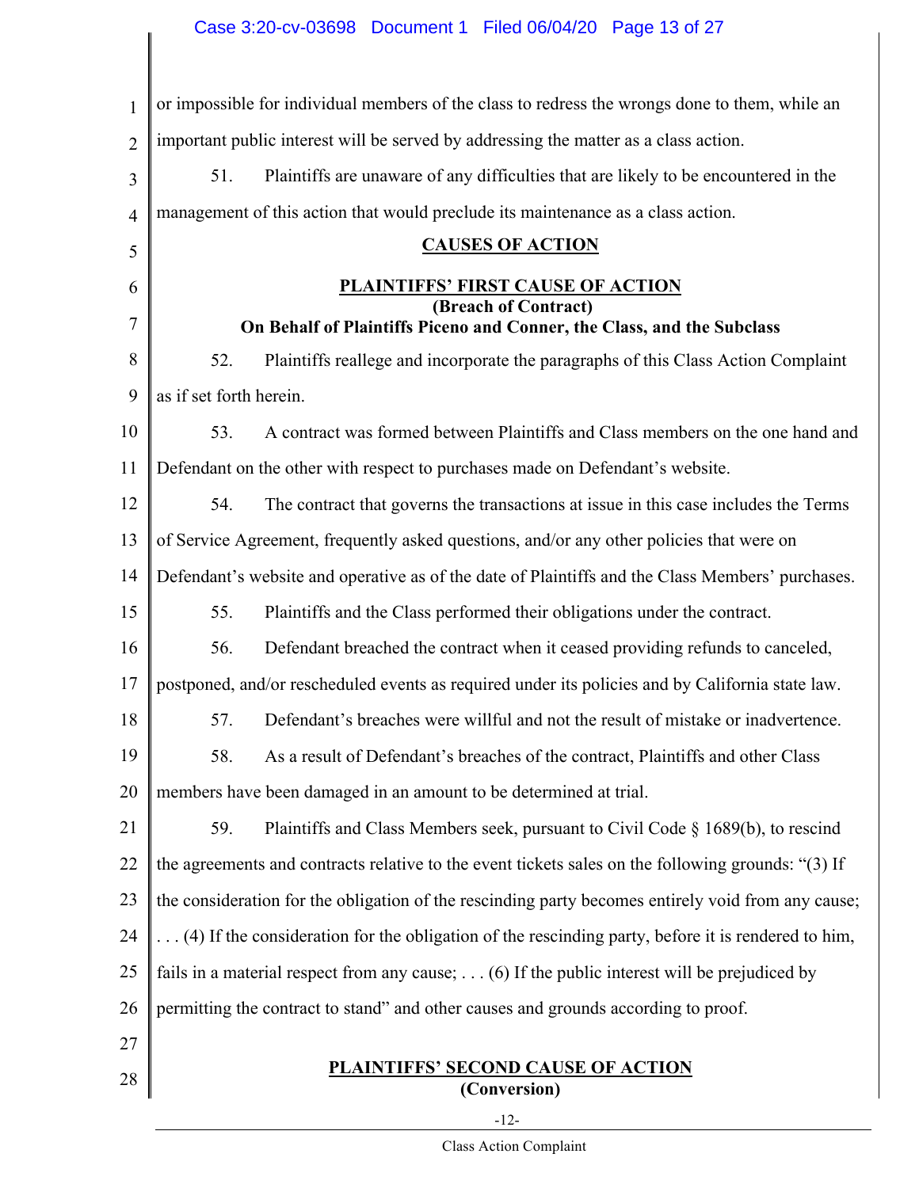or impossible for individual members of the class to redress the wrongs done to them, while an important public interest will be served by addressing the matter as a class action.

51. Plaintiffs are unaware of any difficulties that are likely to be encountered in the management of this action that would preclude its maintenance as a class action.

## CAUSES OF ACTION

### PLAINTIFFS' FIRST CAUSE OF ACTION
**(Breach of Contract)**
**On Behalf of Plaintiffs Piceno and Conner, the Class, and the Subclass**

52. Plaintiffs reallege and incorporate the paragraphs of this Class Action Complaint as if set forth herein.

53. A contract was formed between Plaintiffs and Class members on the one hand and Defendant on the other with respect to purchases made on Defendant's website.

54. The contract that governs the transactions at issue in this case includes the Terms of Service Agreement, frequently asked questions, and/or any other policies that were on Defendant's website and operative as of the date of Plaintiffs and the Class Members' purchases.

55. Plaintiffs and the Class performed their obligations under the contract.

56. Defendant breached the contract when it ceased providing refunds to canceled, postponed, and/or rescheduled events as required under its policies and by California state law.

57. Defendant's breaches were willful and not the result of mistake or inadvertence.

58. As a result of Defendant's breaches of the contract, Plaintiffs and other Class members have been damaged in an amount to be determined at trial.

59. Plaintiffs and Class Members seek, pursuant to Civil Code § 1689(b), to rescind the agreements and contracts relative to the event tickets sales on the following grounds: "(3) If the consideration for the obligation of the rescinding party becomes entirely void from any cause; . . . (4) If the consideration for the obligation of the rescinding party, before it is rendered to him, fails in a material respect from any cause; . . . (6) If the public interest will be prejudiced by permitting the contract to stand" and other causes and grounds according to proof.

### PLAINTIFFS' SECOND CAUSE OF ACTION
**(Conversion)**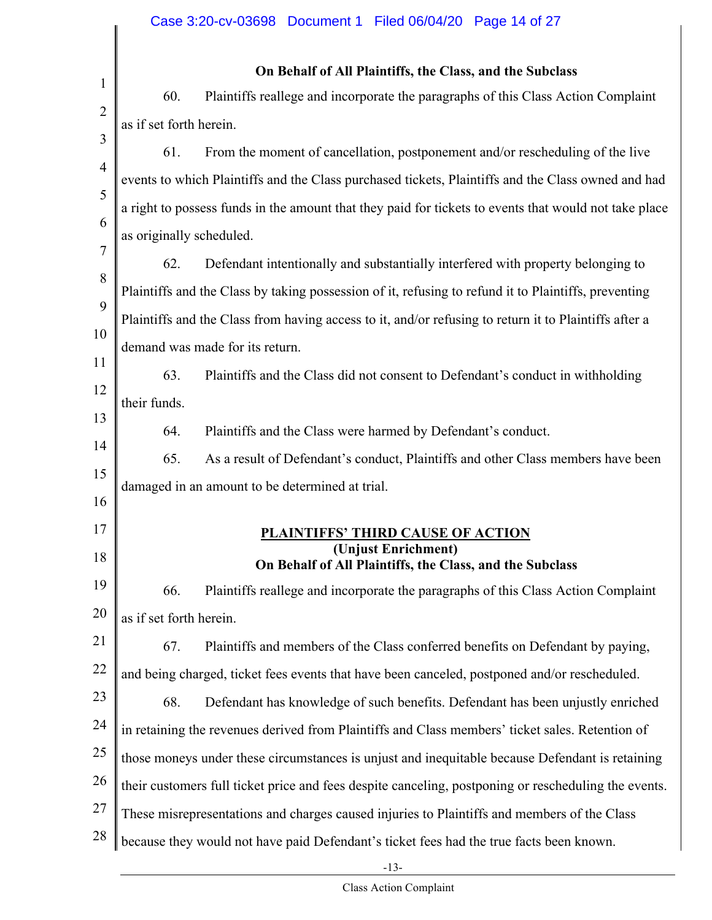**On Behalf of All Plaintiffs, the Class, and the Subclass**

60. Plaintiffs reallege and incorporate the paragraphs of this Class Action Complaint as if set forth herein.

61. From the moment of cancellation, postponement and/or rescheduling of the live events to which Plaintiffs and the Class purchased tickets, Plaintiffs and the Class owned and had a right to possess funds in the amount that they paid for tickets to events that would not take place as originally scheduled.

62. Defendant intentionally and substantially interfered with property belonging to Plaintiffs and the Class by taking possession of it, refusing to refund it to Plaintiffs, preventing Plaintiffs and the Class from having access to it, and/or refusing to return it to Plaintiffs after a demand was made for its return.

63. Plaintiffs and the Class did not consent to Defendant's conduct in withholding their funds.

64. Plaintiffs and the Class were harmed by Defendant's conduct.

65. As a result of Defendant's conduct, Plaintiffs and other Class members have been damaged in an amount to be determined at trial.

**PLAINTIFFS' THIRD CAUSE OF ACTION**
**(Unjust Enrichment)**
**On Behalf of All Plaintiffs, the Class, and the Subclass**

66. Plaintiffs reallege and incorporate the paragraphs of this Class Action Complaint as if set forth herein.

67. Plaintiffs and members of the Class conferred benefits on Defendant by paying, and being charged, ticket fees events that have been canceled, postponed and/or rescheduled.

68. Defendant has knowledge of such benefits. Defendant has been unjustly enriched in retaining the revenues derived from Plaintiffs and Class members' ticket sales. Retention of those moneys under these circumstances is unjust and inequitable because Defendant is retaining their customers full ticket price and fees despite canceling, postponing or rescheduling the events. These misrepresentations and charges caused injuries to Plaintiffs and members of the Class because they would not have paid Defendant's ticket fees had the true facts been known.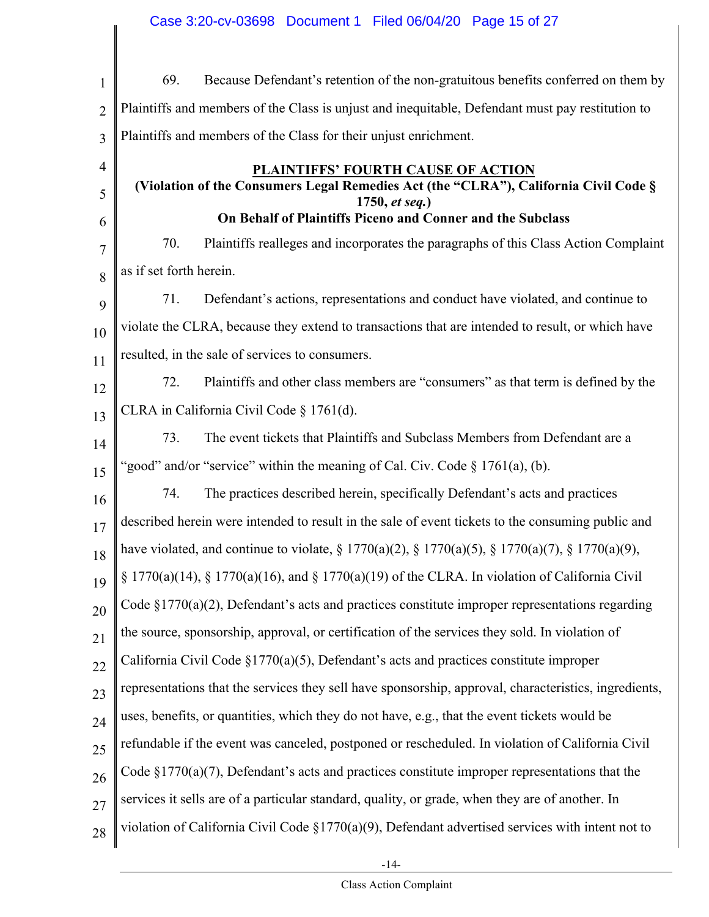69. Because Defendant's retention of the non-gratuitous benefits conferred on them by Plaintiffs and members of the Class is unjust and inequitable, Defendant must pay restitution to Plaintiffs and members of the Class for their unjust enrichment.

**PLAINTIFFS' FOURTH CAUSE OF ACTION**
**(Violation of the Consumers Legal Remedies Act (the "CLRA"), California Civil Code § 1750, *et seq.*)**
**On Behalf of Plaintiffs Piceno and Conner and the Subclass**

70. Plaintiffs realleges and incorporates the paragraphs of this Class Action Complaint as if set forth herein.

71. Defendant's actions, representations and conduct have violated, and continue to violate the CLRA, because they extend to transactions that are intended to result, or which have resulted, in the sale of services to consumers.

72. Plaintiffs and other class members are "consumers" as that term is defined by the CLRA in California Civil Code § 1761(d).

73. The event tickets that Plaintiffs and Subclass Members from Defendant are a "good" and/or "service" within the meaning of Cal. Civ. Code § 1761(a), (b).

74. The practices described herein, specifically Defendant's acts and practices described herein were intended to result in the sale of event tickets to the consuming public and have violated, and continue to violate, § 1770(a)(2), § 1770(a)(5), § 1770(a)(7), § 1770(a)(9), § 1770(a)(14), § 1770(a)(16), and § 1770(a)(19) of the CLRA. In violation of California Civil Code §1770(a)(2), Defendant's acts and practices constitute improper representations regarding the source, sponsorship, approval, or certification of the services they sold. In violation of California Civil Code §1770(a)(5), Defendant's acts and practices constitute improper representations that the services they sell have sponsorship, approval, characteristics, ingredients, uses, benefits, or quantities, which they do not have, e.g., that the event tickets would be refundable if the event was canceled, postponed or rescheduled. In violation of California Civil Code §1770(a)(7), Defendant's acts and practices constitute improper representations that the services it sells are of a particular standard, quality, or grade, when they are of another. In violation of California Civil Code §1770(a)(9), Defendant advertised services with intent not to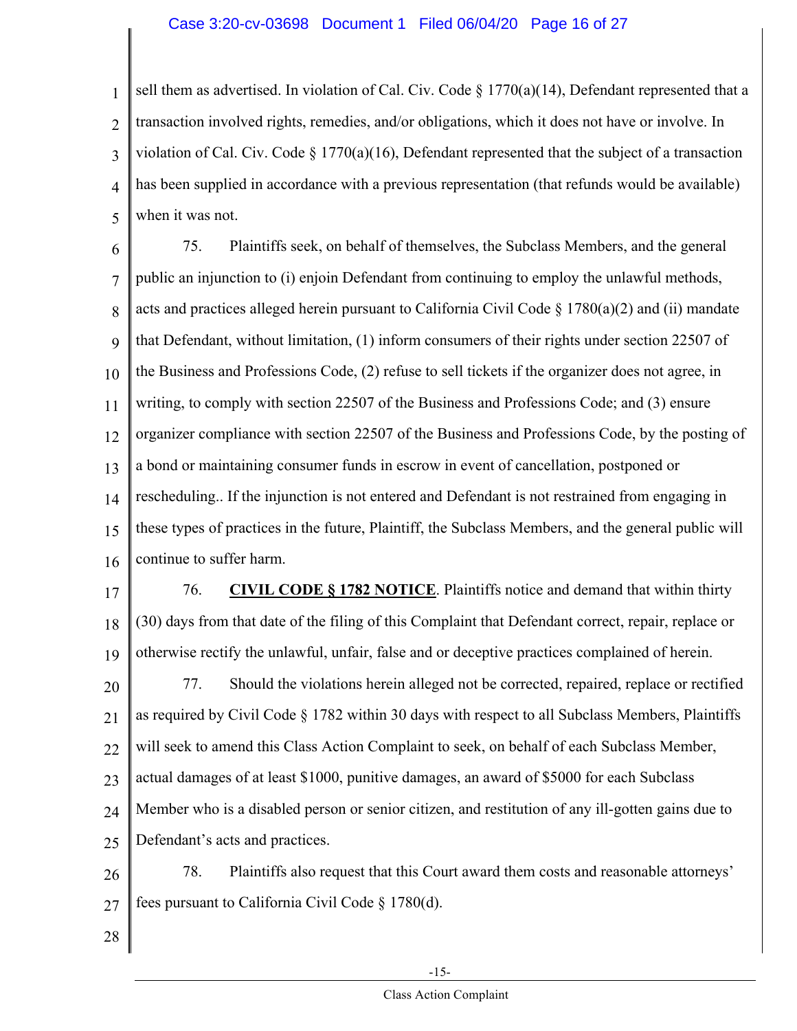sell them as advertised. In violation of Cal. Civ. Code § 1770(a)(14), Defendant represented that a transaction involved rights, remedies, and/or obligations, which it does not have or involve. In violation of Cal. Civ. Code § 1770(a)(16), Defendant represented that the subject of a transaction has been supplied in accordance with a previous representation (that refunds would be available) when it was not.

75. Plaintiffs seek, on behalf of themselves, the Subclass Members, and the general public an injunction to (i) enjoin Defendant from continuing to employ the unlawful methods, acts and practices alleged herein pursuant to California Civil Code § 1780(a)(2) and (ii) mandate that Defendant, without limitation, (1) inform consumers of their rights under section 22507 of the Business and Professions Code, (2) refuse to sell tickets if the organizer does not agree, in writing, to comply with section 22507 of the Business and Professions Code; and (3) ensure organizer compliance with section 22507 of the Business and Professions Code, by the posting of a bond or maintaining consumer funds in escrow in event of cancellation, postponed or rescheduling.. If the injunction is not entered and Defendant is not restrained from engaging in these types of practices in the future, Plaintiff, the Subclass Members, and the general public will continue to suffer harm.

76. **<u>CIVIL CODE § 1782 NOTICE</u>**. Plaintiffs notice and demand that within thirty (30) days from that date of the filing of this Complaint that Defendant correct, repair, replace or otherwise rectify the unlawful, unfair, false and or deceptive practices complained of herein.

77. Should the violations herein alleged not be corrected, repaired, replace or rectified as required by Civil Code § 1782 within 30 days with respect to all Subclass Members, Plaintiffs will seek to amend this Class Action Complaint to seek, on behalf of each Subclass Member, actual damages of at least $1000, punitive damages, an award of $5000 for each Subclass Member who is a disabled person or senior citizen, and restitution of any ill-gotten gains due to Defendant's acts and practices.

78. Plaintiffs also request that this Court award them costs and reasonable attorneys' fees pursuant to California Civil Code § 1780(d).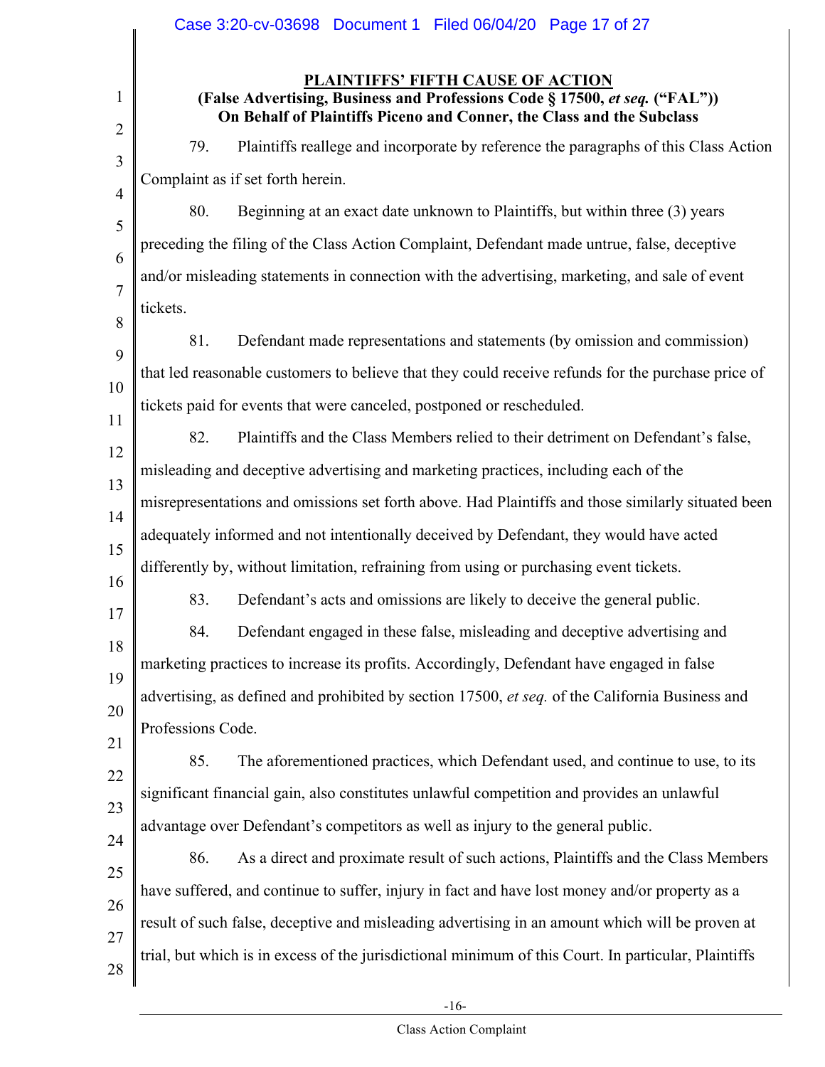**PLAINTIFFS' FIFTH CAUSE OF ACTION**

**(False Advertising, Business and Professions Code § 17500, *et seq.* ("FAL"))**
**On Behalf of Plaintiffs Piceno and Conner, the Class and the Subclass**

79. Plaintiffs reallege and incorporate by reference the paragraphs of this Class Action Complaint as if set forth herein.

80. Beginning at an exact date unknown to Plaintiffs, but within three (3) years preceding the filing of the Class Action Complaint, Defendant made untrue, false, deceptive and/or misleading statements in connection with the advertising, marketing, and sale of event tickets.

81. Defendant made representations and statements (by omission and commission) that led reasonable customers to believe that they could receive refunds for the purchase price of tickets paid for events that were canceled, postponed or rescheduled.

82. Plaintiffs and the Class Members relied to their detriment on Defendant's false, misleading and deceptive advertising and marketing practices, including each of the misrepresentations and omissions set forth above. Had Plaintiffs and those similarly situated been adequately informed and not intentionally deceived by Defendant, they would have acted differently by, without limitation, refraining from using or purchasing event tickets.

83. Defendant's acts and omissions are likely to deceive the general public.

84. Defendant engaged in these false, misleading and deceptive advertising and marketing practices to increase its profits. Accordingly, Defendant have engaged in false advertising, as defined and prohibited by section 17500, *et seq.* of the California Business and Professions Code.

85. The aforementioned practices, which Defendant used, and continue to use, to its significant financial gain, also constitutes unlawful competition and provides an unlawful advantage over Defendant's competitors as well as injury to the general public.

86. As a direct and proximate result of such actions, Plaintiffs and the Class Members have suffered, and continue to suffer, injury in fact and have lost money and/or property as a result of such false, deceptive and misleading advertising in an amount which will be proven at trial, but which is in excess of the jurisdictional minimum of this Court. In particular, Plaintiffs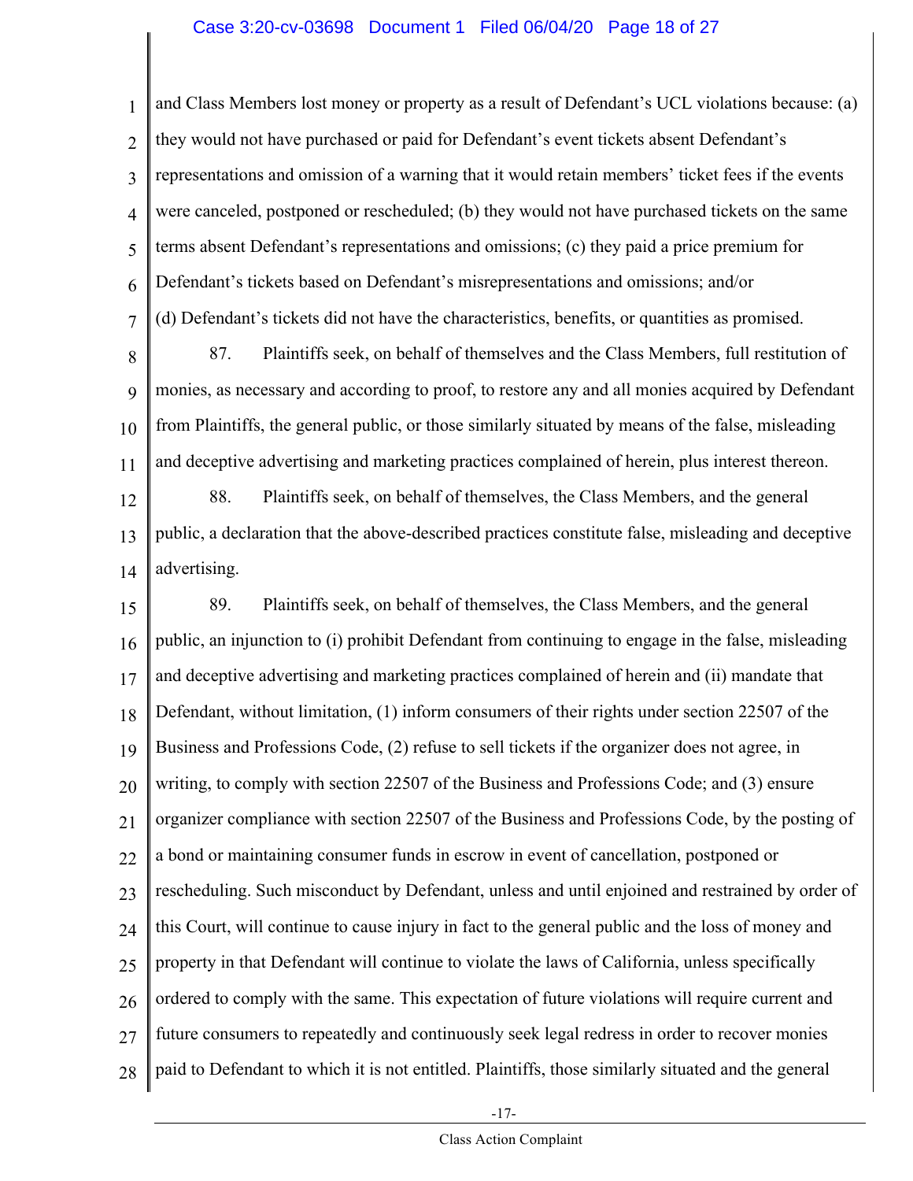and Class Members lost money or property as a result of Defendant's UCL violations because: (a) they would not have purchased or paid for Defendant's event tickets absent Defendant's representations and omission of a warning that it would retain members' ticket fees if the events were canceled, postponed or rescheduled; (b) they would not have purchased tickets on the same terms absent Defendant's representations and omissions; (c) they paid a price premium for Defendant's tickets based on Defendant's misrepresentations and omissions; and/or (d) Defendant's tickets did not have the characteristics, benefits, or quantities as promised.

87. Plaintiffs seek, on behalf of themselves and the Class Members, full restitution of monies, as necessary and according to proof, to restore any and all monies acquired by Defendant from Plaintiffs, the general public, or those similarly situated by means of the false, misleading and deceptive advertising and marketing practices complained of herein, plus interest thereon.

88. Plaintiffs seek, on behalf of themselves, the Class Members, and the general public, a declaration that the above-described practices constitute false, misleading and deceptive advertising.

89. Plaintiffs seek, on behalf of themselves, the Class Members, and the general public, an injunction to (i) prohibit Defendant from continuing to engage in the false, misleading and deceptive advertising and marketing practices complained of herein and (ii) mandate that Defendant, without limitation, (1) inform consumers of their rights under section 22507 of the Business and Professions Code, (2) refuse to sell tickets if the organizer does not agree, in writing, to comply with section 22507 of the Business and Professions Code; and (3) ensure organizer compliance with section 22507 of the Business and Professions Code, by the posting of a bond or maintaining consumer funds in escrow in event of cancellation, postponed or rescheduling. Such misconduct by Defendant, unless and until enjoined and restrained by order of this Court, will continue to cause injury in fact to the general public and the loss of money and property in that Defendant will continue to violate the laws of California, unless specifically ordered to comply with the same. This expectation of future violations will require current and future consumers to repeatedly and continuously seek legal redress in order to recover monies paid to Defendant to which it is not entitled. Plaintiffs, those similarly situated and the general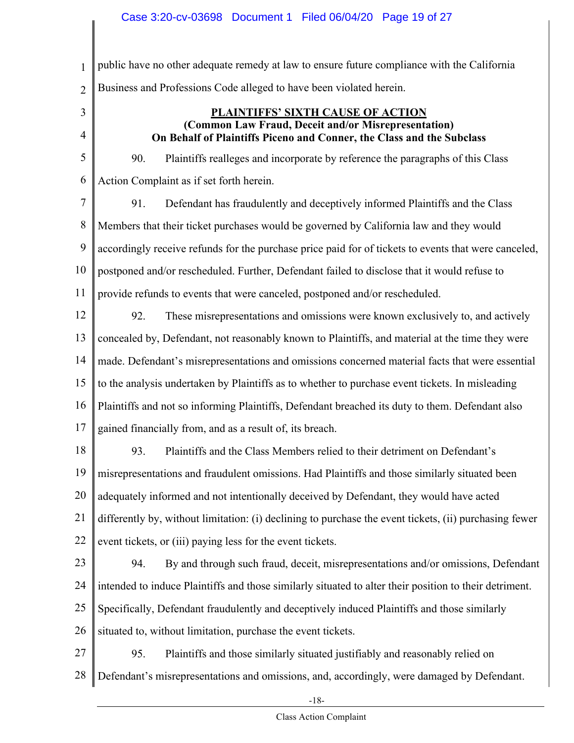public have no other adequate remedy at law to ensure future compliance with the California Business and Professions Code alleged to have been violated herein.

**PLAINTIFFS' SIXTH CAUSE OF ACTION**
**(Common Law Fraud, Deceit and/or Misrepresentation)**
**On Behalf of Plaintiffs Piceno and Conner, the Class and the Subclass**

90. Plaintiffs realleges and incorporate by reference the paragraphs of this Class Action Complaint as if set forth herein.

91. Defendant has fraudulently and deceptively informed Plaintiffs and the Class Members that their ticket purchases would be governed by California law and they would accordingly receive refunds for the purchase price paid for of tickets to events that were canceled, postponed and/or rescheduled. Further, Defendant failed to disclose that it would refuse to provide refunds to events that were canceled, postponed and/or rescheduled.

92. These misrepresentations and omissions were known exclusively to, and actively concealed by, Defendant, not reasonably known to Plaintiffs, and material at the time they were made. Defendant's misrepresentations and omissions concerned material facts that were essential to the analysis undertaken by Plaintiffs as to whether to purchase event tickets. In misleading Plaintiffs and not so informing Plaintiffs, Defendant breached its duty to them. Defendant also gained financially from, and as a result of, its breach.

93. Plaintiffs and the Class Members relied to their detriment on Defendant's misrepresentations and fraudulent omissions. Had Plaintiffs and those similarly situated been adequately informed and not intentionally deceived by Defendant, they would have acted differently by, without limitation: (i) declining to purchase the event tickets, (ii) purchasing fewer event tickets, or (iii) paying less for the event tickets.

94. By and through such fraud, deceit, misrepresentations and/or omissions, Defendant intended to induce Plaintiffs and those similarly situated to alter their position to their detriment. Specifically, Defendant fraudulently and deceptively induced Plaintiffs and those similarly situated to, without limitation, purchase the event tickets.

95. Plaintiffs and those similarly situated justifiably and reasonably relied on Defendant's misrepresentations and omissions, and, accordingly, were damaged by Defendant.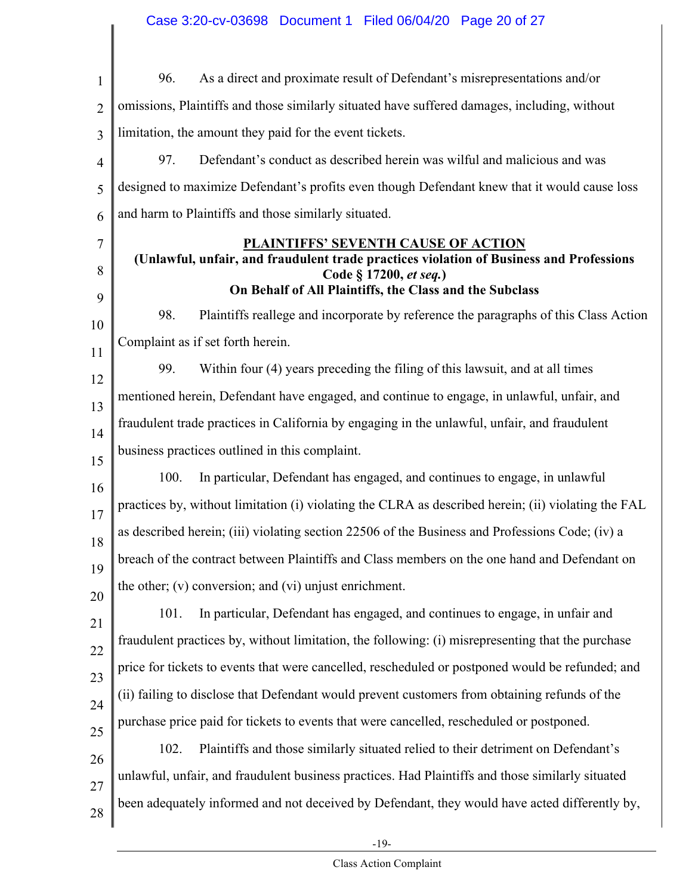96. As a direct and proximate result of Defendant's misrepresentations and/or omissions, Plaintiffs and those similarly situated have suffered damages, including, without limitation, the amount they paid for the event tickets.

97. Defendant's conduct as described herein was wilful and malicious and was designed to maximize Defendant's profits even though Defendant knew that it would cause loss and harm to Plaintiffs and those similarly situated.

## PLAINTIFFS' SEVENTH CAUSE OF ACTION

**(Unlawful, unfair, and fraudulent trade practices violation of Business and Professions Code § 17200, *et seq.*)**

**On Behalf of All Plaintiffs, the Class and the Subclass**

98. Plaintiffs reallege and incorporate by reference the paragraphs of this Class Action Complaint as if set forth herein.

99. Within four (4) years preceding the filing of this lawsuit, and at all times mentioned herein, Defendant have engaged, and continue to engage, in unlawful, unfair, and fraudulent trade practices in California by engaging in the unlawful, unfair, and fraudulent business practices outlined in this complaint.

100. In particular, Defendant has engaged, and continues to engage, in unlawful practices by, without limitation (i) violating the CLRA as described herein; (ii) violating the FAL as described herein; (iii) violating section 22506 of the Business and Professions Code; (iv) a breach of the contract between Plaintiffs and Class members on the one hand and Defendant on the other; (v) conversion; and (vi) unjust enrichment.

101. In particular, Defendant has engaged, and continues to engage, in unfair and fraudulent practices by, without limitation, the following: (i) misrepresenting that the purchase price for tickets to events that were cancelled, rescheduled or postponed would be refunded; and (ii) failing to disclose that Defendant would prevent customers from obtaining refunds of the purchase price paid for tickets to events that were cancelled, rescheduled or postponed.

102. Plaintiffs and those similarly situated relied to their detriment on Defendant's unlawful, unfair, and fraudulent business practices. Had Plaintiffs and those similarly situated been adequately informed and not deceived by Defendant, they would have acted differently by,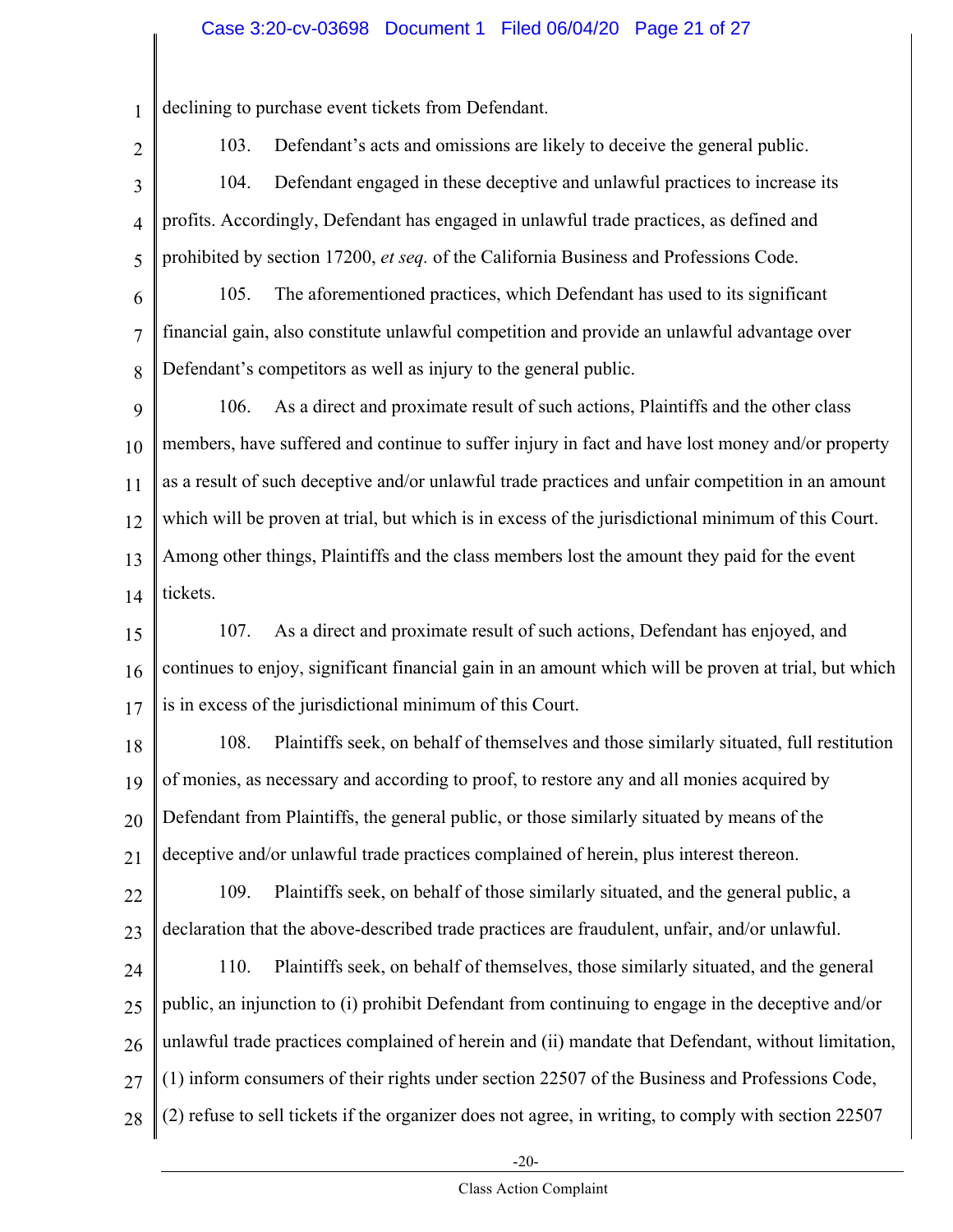declining to purchase event tickets from Defendant.

103. Defendant's acts and omissions are likely to deceive the general public.

104. Defendant engaged in these deceptive and unlawful practices to increase its profits. Accordingly, Defendant has engaged in unlawful trade practices, as defined and prohibited by section 17200, *et seq.* of the California Business and Professions Code.

105. The aforementioned practices, which Defendant has used to its significant financial gain, also constitute unlawful competition and provide an unlawful advantage over Defendant's competitors as well as injury to the general public.

106. As a direct and proximate result of such actions, Plaintiffs and the other class members, have suffered and continue to suffer injury in fact and have lost money and/or property as a result of such deceptive and/or unlawful trade practices and unfair competition in an amount which will be proven at trial, but which is in excess of the jurisdictional minimum of this Court. Among other things, Plaintiffs and the class members lost the amount they paid for the event tickets.

107. As a direct and proximate result of such actions, Defendant has enjoyed, and continues to enjoy, significant financial gain in an amount which will be proven at trial, but which is in excess of the jurisdictional minimum of this Court.

108. Plaintiffs seek, on behalf of themselves and those similarly situated, full restitution of monies, as necessary and according to proof, to restore any and all monies acquired by Defendant from Plaintiffs, the general public, or those similarly situated by means of the deceptive and/or unlawful trade practices complained of herein, plus interest thereon.

109. Plaintiffs seek, on behalf of those similarly situated, and the general public, a declaration that the above-described trade practices are fraudulent, unfair, and/or unlawful.

110. Plaintiffs seek, on behalf of themselves, those similarly situated, and the general public, an injunction to (i) prohibit Defendant from continuing to engage in the deceptive and/or unlawful trade practices complained of herein and (ii) mandate that Defendant, without limitation, (1) inform consumers of their rights under section 22507 of the Business and Professions Code, (2) refuse to sell tickets if the organizer does not agree, in writing, to comply with section 22507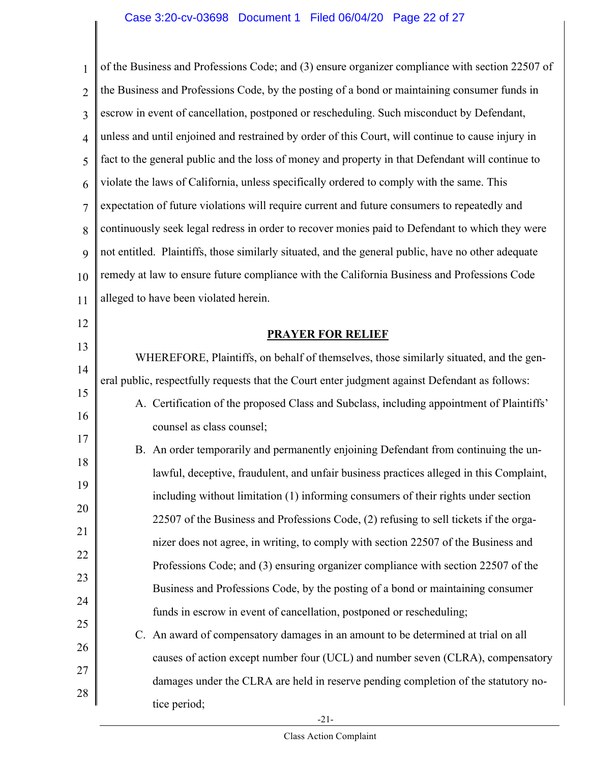of the Business and Professions Code; and (3) ensure organizer compliance with section 22507 of the Business and Professions Code, by the posting of a bond or maintaining consumer funds in escrow in event of cancellation, postponed or rescheduling. Such misconduct by Defendant, unless and until enjoined and restrained by order of this Court, will continue to cause injury in fact to the general public and the loss of money and property in that Defendant will continue to violate the laws of California, unless specifically ordered to comply with the same. This expectation of future violations will require current and future consumers to repeatedly and continuously seek legal redress in order to recover monies paid to Defendant to which they were not entitled. Plaintiffs, those similarly situated, and the general public, have no other adequate remedy at law to ensure future compliance with the California Business and Professions Code alleged to have been violated herein.

## PRAYER FOR RELIEF

WHEREFORE, Plaintiffs, on behalf of themselves, those similarly situated, and the general public, respectfully requests that the Court enter judgment against Defendant as follows:

A. Certification of the proposed Class and Subclass, including appointment of Plaintiffs' counsel as class counsel;

B. An order temporarily and permanently enjoining Defendant from continuing the unlawful, deceptive, fraudulent, and unfair business practices alleged in this Complaint, including without limitation (1) informing consumers of their rights under section 22507 of the Business and Professions Code, (2) refusing to sell tickets if the organizer does not agree, in writing, to comply with section 22507 of the Business and Professions Code; and (3) ensuring organizer compliance with section 22507 of the Business and Professions Code, by the posting of a bond or maintaining consumer funds in escrow in event of cancellation, postponed or rescheduling;

C. An award of compensatory damages in an amount to be determined at trial on all causes of action except number four (UCL) and number seven (CLRA), compensatory damages under the CLRA are held in reserve pending completion of the statutory notice period;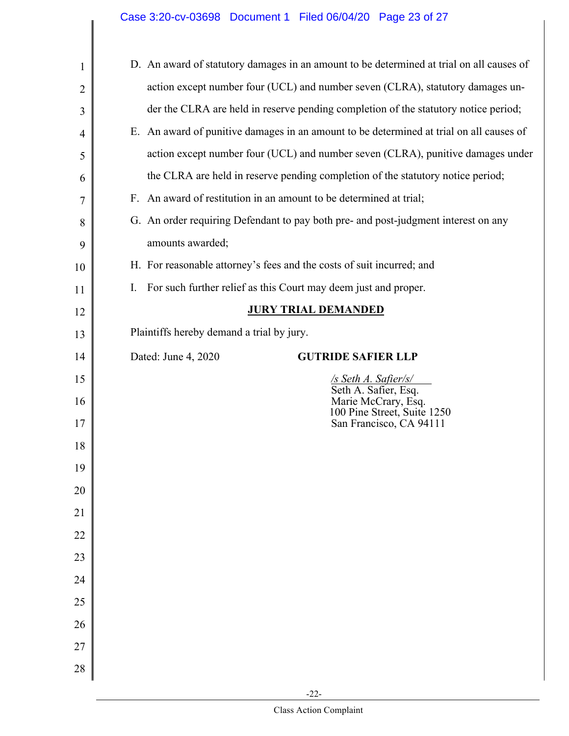D. An award of statutory damages in an amount to be determined at trial on all causes of action except number four (UCL) and number seven (CLRA), statutory damages under the CLRA are held in reserve pending completion of the statutory notice period;

E. An award of punitive damages in an amount to be determined at trial on all causes of action except number four (UCL) and number seven (CLRA), punitive damages under the CLRA are held in reserve pending completion of the statutory notice period;

F. An award of restitution in an amount to be determined at trial;

G. An order requiring Defendant to pay both pre- and post-judgment interest on any amounts awarded;

H. For reasonable attorney's fees and the costs of suit incurred; and

I. For such further relief as this Court may deem just and proper.

**JURY TRIAL DEMANDED**

Plaintiffs hereby demand a trial by jury.

Dated: June 4, 2020

**GUTRIDE SAFIER LLP**

*/s Seth A. Safier/s/*
Seth A. Safier, Esq.
Marie McCrary, Esq.
100 Pine Street, Suite 1250
San Francisco, CA 94111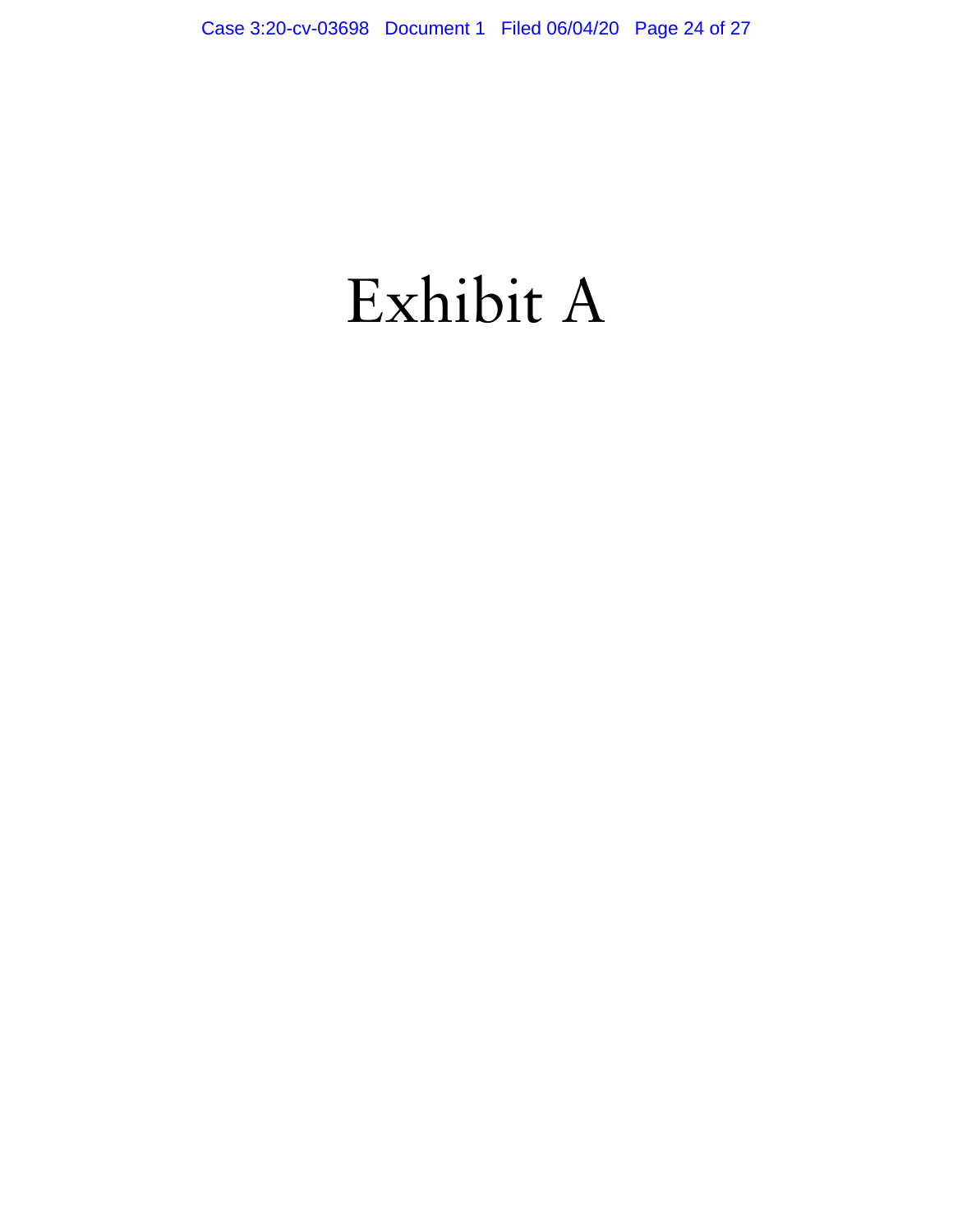# Exhibit A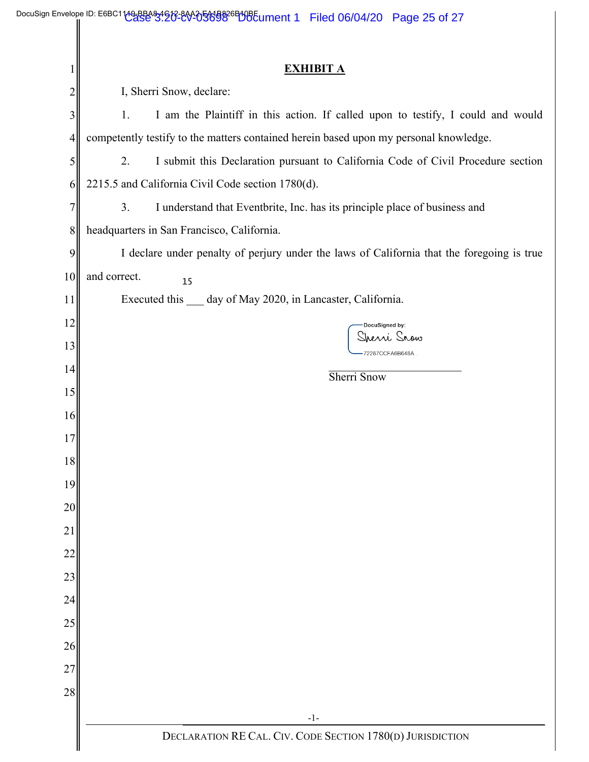## EXHIBIT A

I, Sherri Snow, declare:

1. I am the Plaintiff in this action. If called upon to testify, I could and would competently testify to the matters contained herein based upon my personal knowledge.

2. I submit this Declaration pursuant to California Code of Civil Procedure section 2215.5 and California Civil Code section 1780(d).

3. I understand that Eventbrite, Inc. has its principle place of business and headquarters in San Francisco, California.

I declare under penalty of perjury under the laws of California that the foregoing is true and correct.

Executed this 15 day of May 2020, in Lancaster, California.

DocuSigned by:
Sherri Snow
72287CCFA6B648A...

\_\_\_\_\_\_\_\_\_\_\_\_\_\_\_\_\_\_\_\_\_\_\_\_\_\_
Sherri Snow

DECLARATION RE CAL. CIV. CODE SECTION 1780(D) JURISDICTION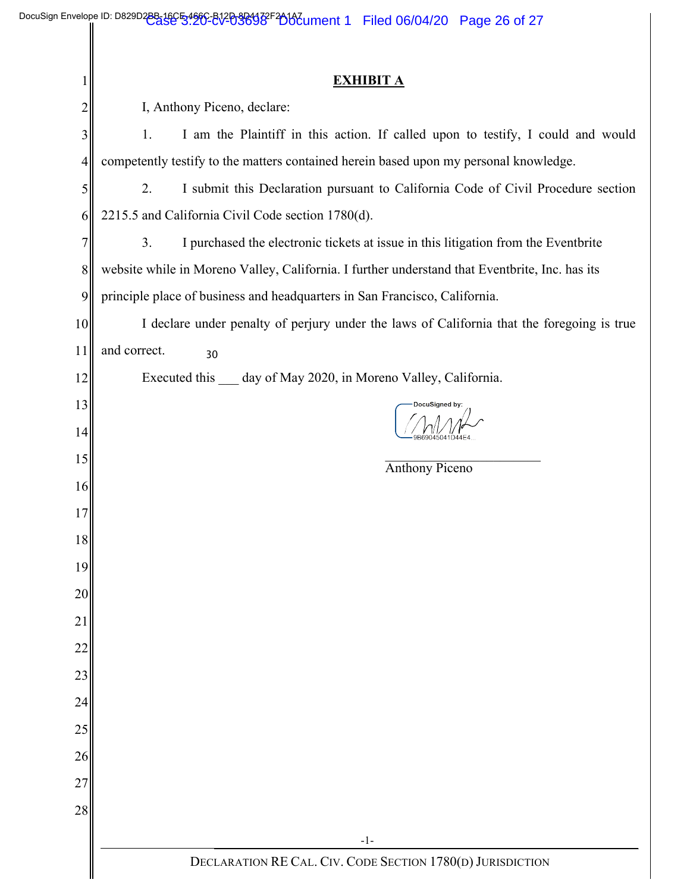**EXHIBIT A**

I, Anthony Piceno, declare:

1. I am the Plaintiff in this action. If called upon to testify, I could and would competently testify to the matters contained herein based upon my personal knowledge.

2. I submit this Declaration pursuant to California Code of Civil Procedure section 2215.5 and California Civil Code section 1780(d).

3. I purchased the electronic tickets at issue in this litigation from the Eventbrite website while in Moreno Valley, California. I further understand that Eventbrite, Inc. has its principle place of business and headquarters in San Francisco, California.

I declare under penalty of perjury under the laws of California that the foregoing is true and correct.

Executed this 30 day of May 2020, in Moreno Valley, California.

DocuSigned by:
9B69045041D44E4...

Anthony Piceno

DECLARATION RE CAL. CIV. CODE SECTION 1780(D) JURISDICTION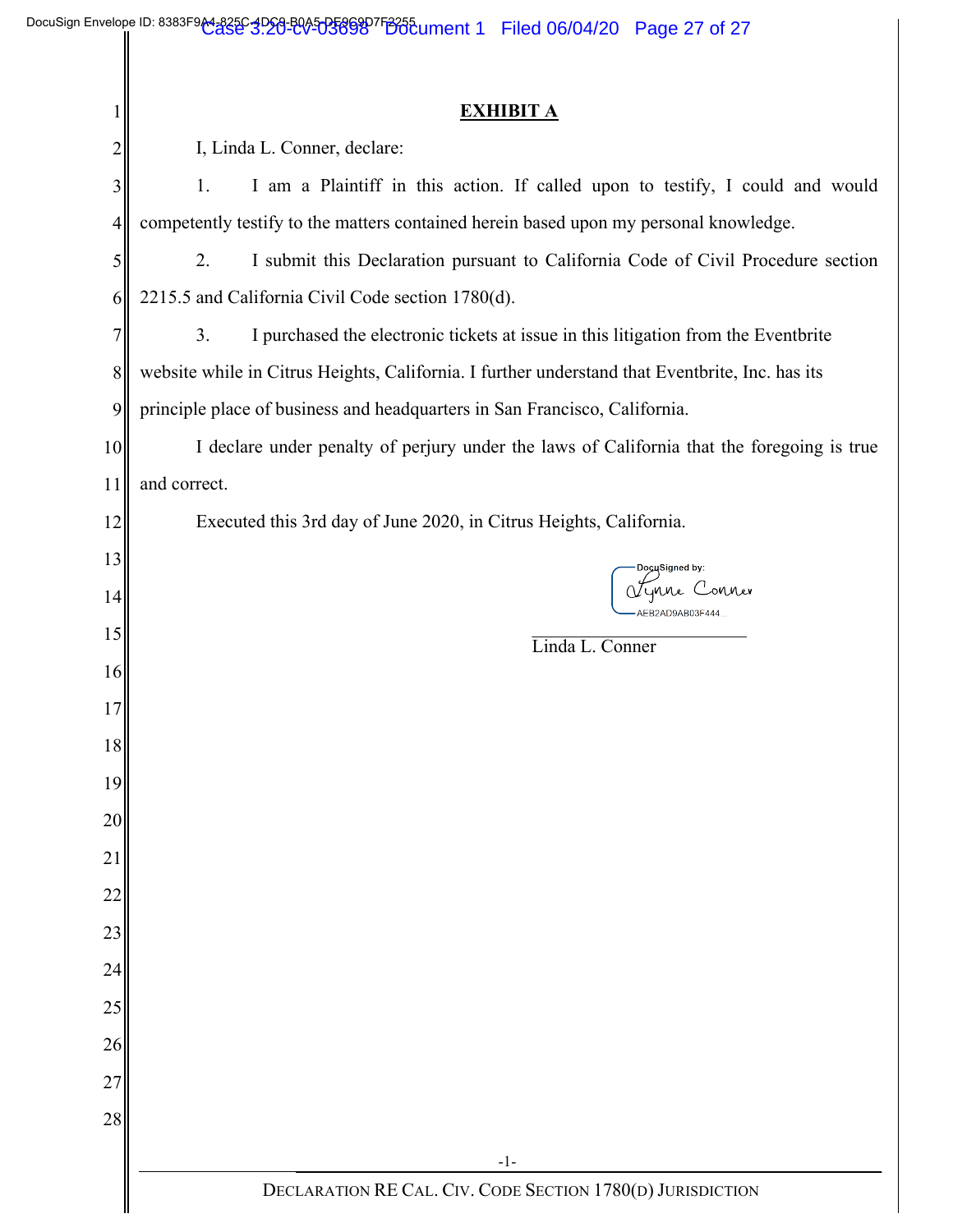# EXHIBIT A

I, Linda L. Conner, declare:

1. I am a Plaintiff in this action. If called upon to testify, I could and would competently testify to the matters contained herein based upon my personal knowledge.

2. I submit this Declaration pursuant to California Code of Civil Procedure section 2215.5 and California Civil Code section 1780(d).

3. I purchased the electronic tickets at issue in this litigation from the Eventbrite website while in Citrus Heights, California. I further understand that Eventbrite, Inc. has its principle place of business and headquarters in San Francisco, California.

I declare under penalty of perjury under the laws of California that the foregoing is true and correct.

Executed this 3rd day of June 2020, in Citrus Heights, California.

DocuSigned by:
Lynne Conner
AEB2AD9AB03F444...

\_\_\_\_\_\_\_\_\_\_\_\_\_\_\_\_\_\_\_\_\_\_\_\_
Linda L. Conner

DECLARATION RE CAL. CIV. CODE SECTION 1780(D) JURISDICTION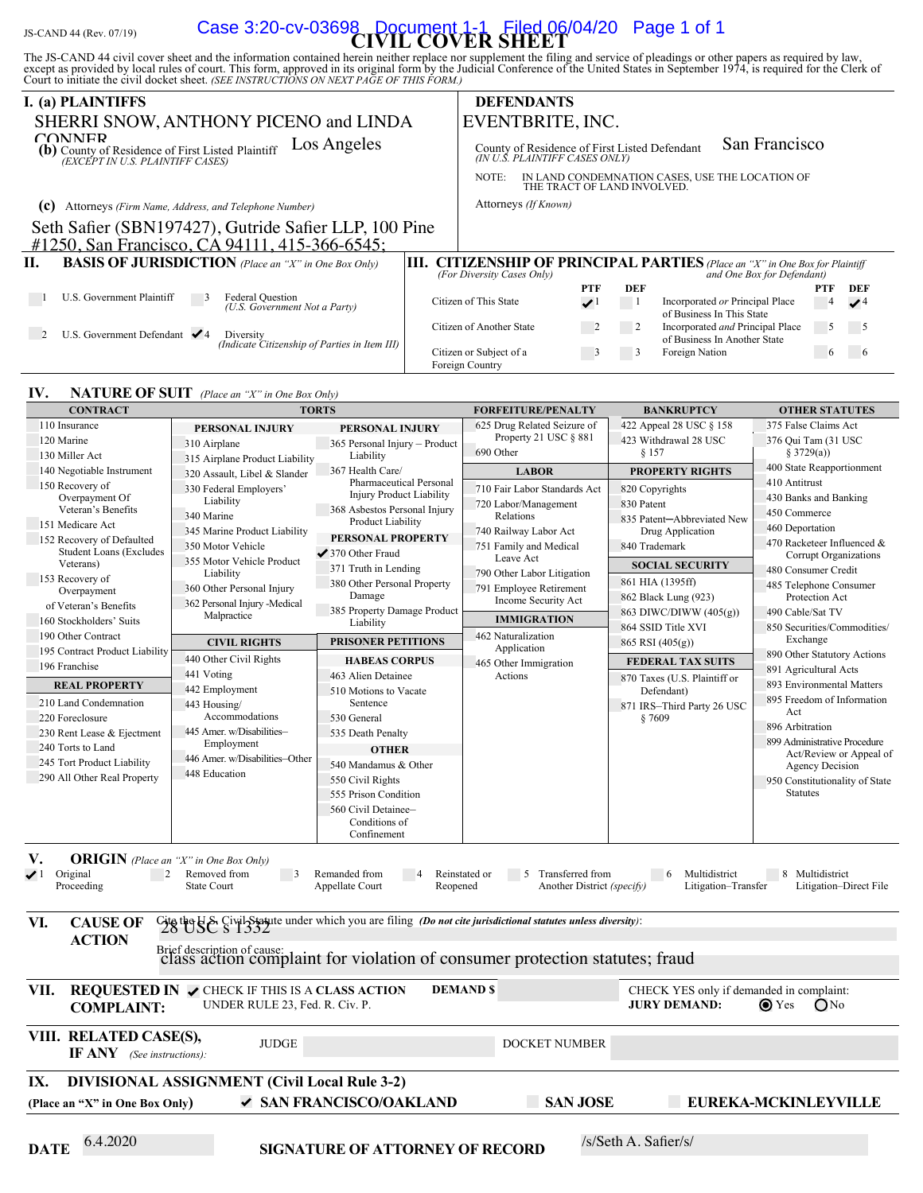JS-CAND 44 (Rev. 07/19)

# CIVIL COVER SHEET

The JS-CAND 44 civil cover sheet and the information contained herein neither replace nor supplement the filing and service of pleadings or other papers as required by law, except as provided by local rules of court. This form, approved in its original form by the Judicial Conference of the United States in September 1974, is required for the Clerk of Court to initiate the civil docket sheet. *(SEE INSTRUCTIONS ON NEXT PAGE OF THIS FORM.)*

## I. (a) PLAINTIFFS

SHERRI SNOW, ANTHONY PICENO and LINDA CONNER

**(b)** County of Residence of First Listed Plaintiff Los Angeles
*(EXCEPT IN U.S. PLAINTIFF CASES)*

**(c)** Attorneys *(Firm Name, Address, and Telephone Number)*

Seth Safier (SBN197427), Gutride Safier LLP, 100 Pine #1250, San Francisco, CA 94111, 415-366-6545;

## DEFENDANTS

EVENTBRITE, INC.

County of Residence of First Listed Defendant San Francisco
*(IN U.S. PLAINTIFF CASES ONLY)*

NOTE: IN LAND CONDEMNATION CASES, USE THE LOCATION OF THE TRACT OF LAND INVOLVED.

Attorneys *(If Known)*

## II. BASIS OF JURISDICTION *(Place an "X" in One Box Only)*

- 1 U.S. Government Plaintiff
- 3 Federal Question *(U.S. Government Not a Party)*
- 2 U.S. Government Defendant
- ✔ 4 Diversity *(Indicate Citizenship of Parties in Item III)*

## III. CITIZENSHIP OF PRINCIPAL PARTIES *(Place an "X" in One Box for Plaintiff and One Box for Defendant)* *(For Diversity Cases Only)*

| | PTF | DEF | | PTF | DEF |
|---|---|---|---|---|---|
| Citizen of This State | ✔ 1 | 1 | Incorporated *or* Principal Place of Business In This State | 4 | ✔ 4 |
| Citizen of Another State | 2 | 2 | Incorporated *and* Principal Place of Business In Another State | 5 | 5 |
| Citizen or Subject of a Foreign Country | 3 | 3 | Foreign Nation | 6 | 6 |

## IV. NATURE OF SUIT *(Place an "X" in One Box Only)*

**CONTRACT**
- 110 Insurance
- 120 Marine
- 130 Miller Act
- 140 Negotiable Instrument
- 150 Recovery of Overpayment Of Veteran's Benefits
- 151 Medicare Act
- 152 Recovery of Defaulted Student Loans (Excludes Veterans)
- 153 Recovery of Overpayment of Veteran's Benefits
- 160 Stockholders' Suits
- 190 Other Contract
- 195 Contract Product Liability
- 196 Franchise

**REAL PROPERTY**
- 210 Land Condemnation
- 220 Foreclosure
- 230 Rent Lease & Ejectment
- 240 Torts to Land
- 245 Tort Product Liability
- 290 All Other Real Property

**TORTS**

**PERSONAL INJURY**
- 310 Airplane
- 315 Airplane Product Liability
- 320 Assault, Libel & Slander
- 330 Federal Employers' Liability
- 340 Marine
- 345 Marine Product Liability
- 350 Motor Vehicle
- 355 Motor Vehicle Product Liability
- 360 Other Personal Injury
- 362 Personal Injury -Medical Malpractice

**PERSONAL INJURY**
- 365 Personal Injury – Product Liability
- 367 Health Care/ Pharmaceutical Personal Injury Product Liability
- 368 Asbestos Personal Injury Product Liability

**PERSONAL PROPERTY**
- ✔ 370 Other Fraud
- 371 Truth in Lending
- 380 Other Personal Property Damage
- 385 Property Damage Product Liability

**CIVIL RIGHTS**
- 440 Other Civil Rights
- 441 Voting
- 442 Employment
- 443 Housing/ Accommodations
- 445 Amer. w/Disabilities–Employment
- 446 Amer. w/Disabilities–Other
- 448 Education

**PRISONER PETITIONS**

**HABEAS CORPUS**
- 463 Alien Detainee
- 510 Motions to Vacate Sentence
- 530 General
- 535 Death Penalty

**OTHER**
- 540 Mandamus & Other
- 550 Civil Rights
- 555 Prison Condition
- 560 Civil Detainee– Conditions of Confinement

**FORFEITURE/PENALTY**
- 625 Drug Related Seizure of Property 21 USC § 881
- 690 Other

**LABOR**
- 710 Fair Labor Standards Act
- 720 Labor/Management Relations
- 740 Railway Labor Act
- 751 Family and Medical Leave Act
- 790 Other Labor Litigation
- 791 Employee Retirement Income Security Act

**IMMIGRATION**
- 462 Naturalization Application
- 465 Other Immigration Actions

**BANKRUPTCY**
- 422 Appeal 28 USC § 158
- 423 Withdrawal 28 USC § 157

**PROPERTY RIGHTS**
- 820 Copyrights
- 830 Patent
- 835 Patent─Abbreviated New Drug Application
- 840 Trademark

**SOCIAL SECURITY**
- 861 HIA (1395ff)
- 862 Black Lung (923)
- 863 DIWC/DIWW (405(g))
- 864 SSID Title XVI
- 865 RSI (405(g))

**FEDERAL TAX SUITS**
- 870 Taxes (U.S. Plaintiff or Defendant)
- 871 IRS–Third Party 26 USC § 7609

**OTHER STATUTES**
- 375 False Claims Act
- 376 Qui Tam (31 USC § 3729(a))
- 400 State Reapportionment
- 410 Antitrust
- 430 Banks and Banking
- 450 Commerce
- 460 Deportation
- 470 Racketeer Influenced & Corrupt Organizations
- 480 Consumer Credit
- 485 Telephone Consumer Protection Act
- 490 Cable/Sat TV
- 850 Securities/Commodities/ Exchange
- 890 Other Statutory Actions
- 891 Agricultural Acts
- 893 Environmental Matters
- 895 Freedom of Information Act
- 896 Arbitration
- 899 Administrative Procedure Act/Review or Appeal of Agency Decision
- 950 Constitutionality of State Statutes

## V. ORIGIN *(Place an "X" in One Box Only)*

- ✔ 1 Original Proceeding
- 2 Removed from State Court
- 3 Remanded from Appellate Court
- 4 Reinstated or Reopened
- 5 Transferred from Another District *(specify)*
- 6 Multidistrict Litigation–Transfer
- 8 Multidistrict Litigation–Direct File

## VI. CAUSE OF ACTION

Cite the U.S. Civil Statute under which you are filing *(Do not cite jurisdictional statutes unless diversity)*: 28 USC § 1332

Brief description of cause: class action complaint for violation of consumer protection statutes; fraud

## VII. REQUESTED IN COMPLAINT:

✔ CHECK IF THIS IS A **CLASS ACTION** UNDER RULE 23, Fed. R. Civ. P.

**DEMAND $**

CHECK YES only if demanded in complaint:
**JURY DEMAND:** ◉ Yes ○ No

## VIII. RELATED CASE(S), IF ANY *(See instructions)*:

JUDGE

DOCKET NUMBER

## IX. DIVISIONAL ASSIGNMENT (Civil Local Rule 3-2)

**(Place an "X" in One Box Only)**

- ✔ **SAN FRANCISCO/OAKLAND**
- **SAN JOSE**
- **EUREKA-MCKINLEYVILLE**

**DATE** 6.4.2020

**SIGNATURE OF ATTORNEY OF RECORD** /s/Seth A. Safier/s/